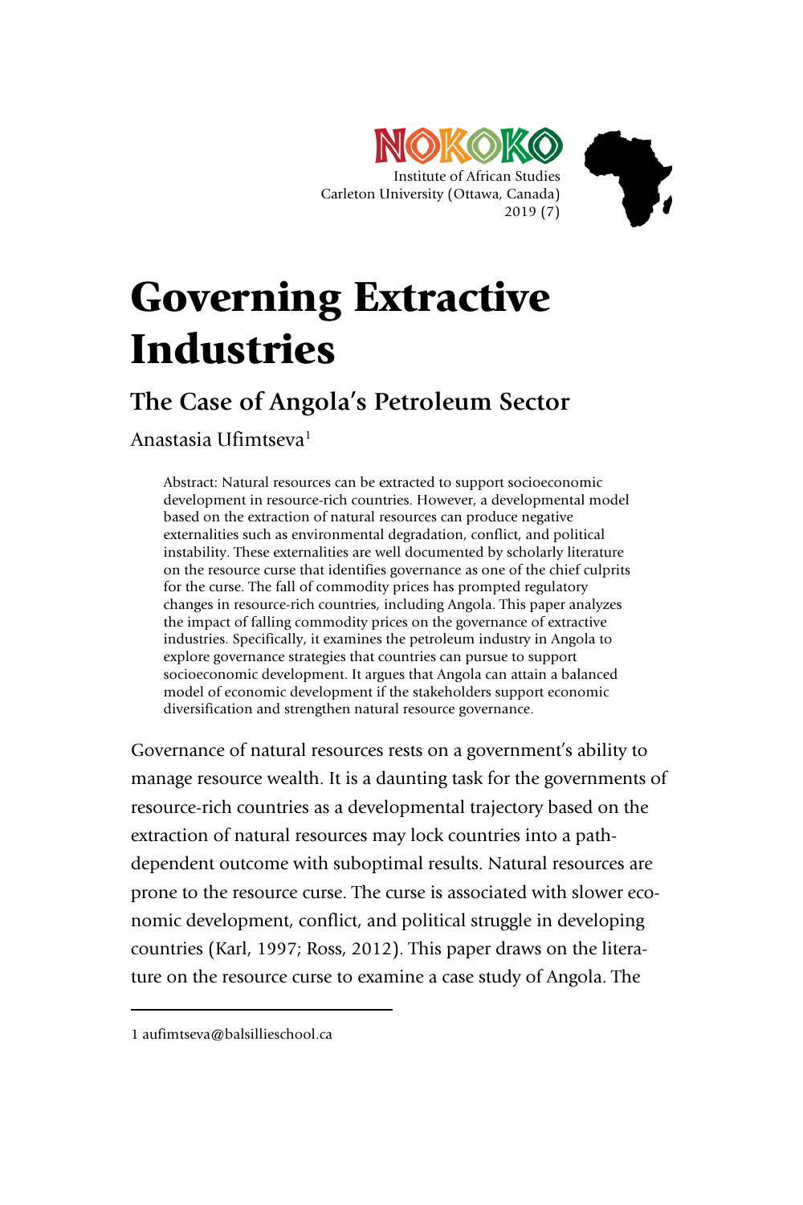NOKOKO

Institute of African Studies
Carleton University (Ottawa, Canada)
2019 (7)

# Governing Extractive Industries

## The Case of Angola's Petroleum Sector

Anastasia Ufimtseva[1]

Abstract: Natural resources can be extracted to support socioeconomic development in resource-rich countries. However, a developmental model based on the extraction of natural resources can produce negative externalities such as environmental degradation, conflict, and political instability. These externalities are well documented by scholarly literature on the resource curse that identifies governance as one of the chief culprits for the curse. The fall of commodity prices has prompted regulatory changes in resource-rich countries, including Angola. This paper analyzes the impact of falling commodity prices on the governance of extractive industries. Specifically, it examines the petroleum industry in Angola to explore governance strategies that countries can pursue to support socioeconomic development. It argues that Angola can attain a balanced model of economic development if the stakeholders support economic diversification and strengthen natural resource governance.

Governance of natural resources rests on a government's ability to manage resource wealth. It is a daunting task for the governments of resource-rich countries as a developmental trajectory based on the extraction of natural resources may lock countries into a path-dependent outcome with suboptimal results. Natural resources are prone to the resource curse. The curse is associated with slower economic development, conflict, and political struggle in developing countries (Karl, 1997; Ross, 2012). This paper draws on the literature on the resource curse to examine a case study of Angola. The

1 aufimtseva@balsillieschool.ca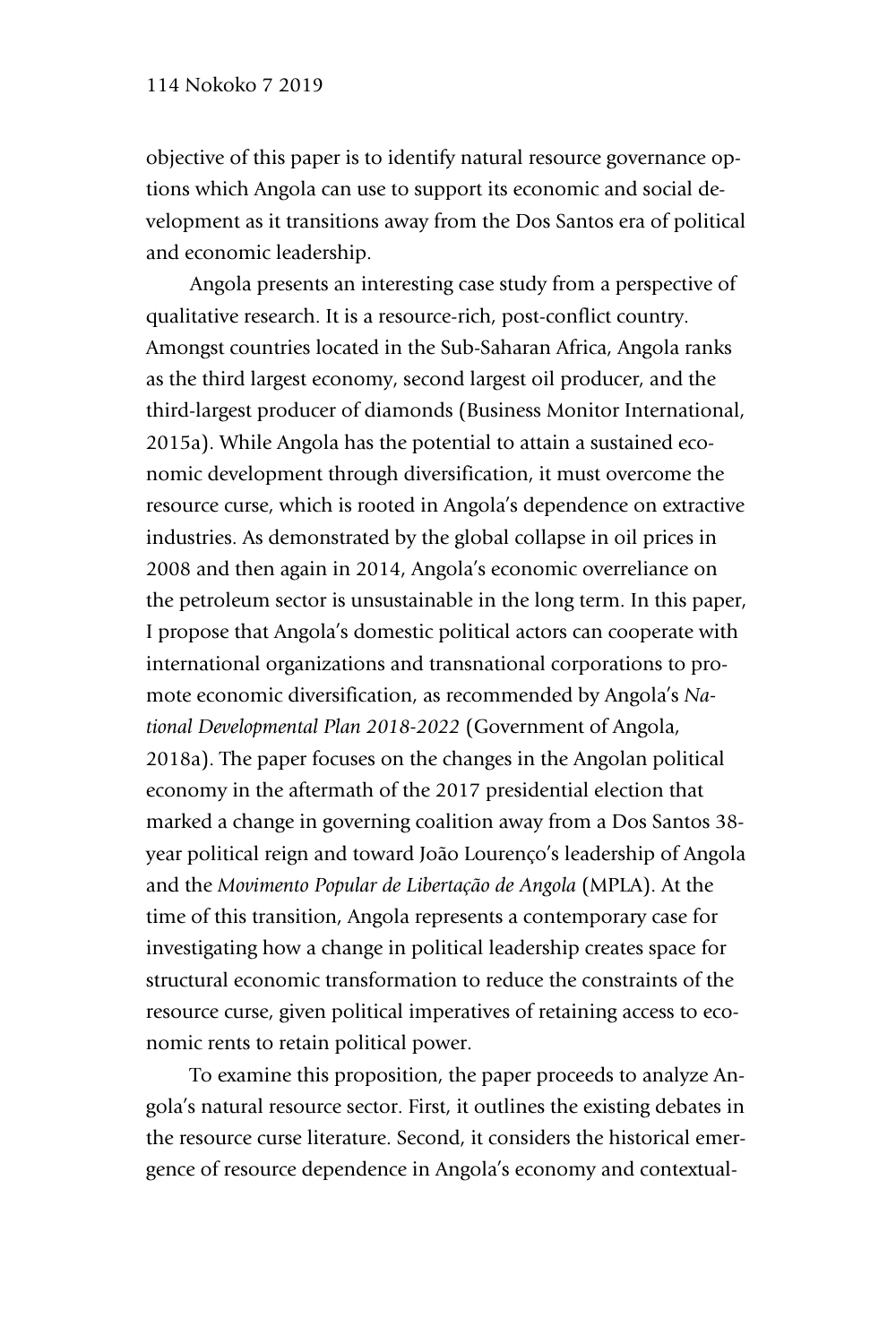objective of this paper is to identify natural resource governance options which Angola can use to support its economic and social development as it transitions away from the Dos Santos era of political and economic leadership.

Angola presents an interesting case study from a perspective of qualitative research. It is a resource-rich, post-conflict country. Amongst countries located in the Sub-Saharan Africa, Angola ranks as the third largest economy, second largest oil producer, and the third-largest producer of diamonds (Business Monitor International, 2015a). While Angola has the potential to attain a sustained economic development through diversification, it must overcome the resource curse, which is rooted in Angola's dependence on extractive industries. As demonstrated by the global collapse in oil prices in 2008 and then again in 2014, Angola's economic overreliance on the petroleum sector is unsustainable in the long term. In this paper, I propose that Angola's domestic political actors can cooperate with international organizations and transnational corporations to promote economic diversification, as recommended by Angola's *National Developmental Plan 2018-2022* (Government of Angola, 2018a). The paper focuses on the changes in the Angolan political economy in the aftermath of the 2017 presidential election that marked a change in governing coalition away from a Dos Santos 38-year political reign and toward João Lourenço's leadership of Angola and the *Movimento Popular de Libertação de Angola* (MPLA). At the time of this transition, Angola represents a contemporary case for investigating how a change in political leadership creates space for structural economic transformation to reduce the constraints of the resource curse, given political imperatives of retaining access to economic rents to retain political power.

To examine this proposition, the paper proceeds to analyze Angola's natural resource sector. First, it outlines the existing debates in the resource curse literature. Second, it considers the historical emergence of resource dependence in Angola's economy and contextual-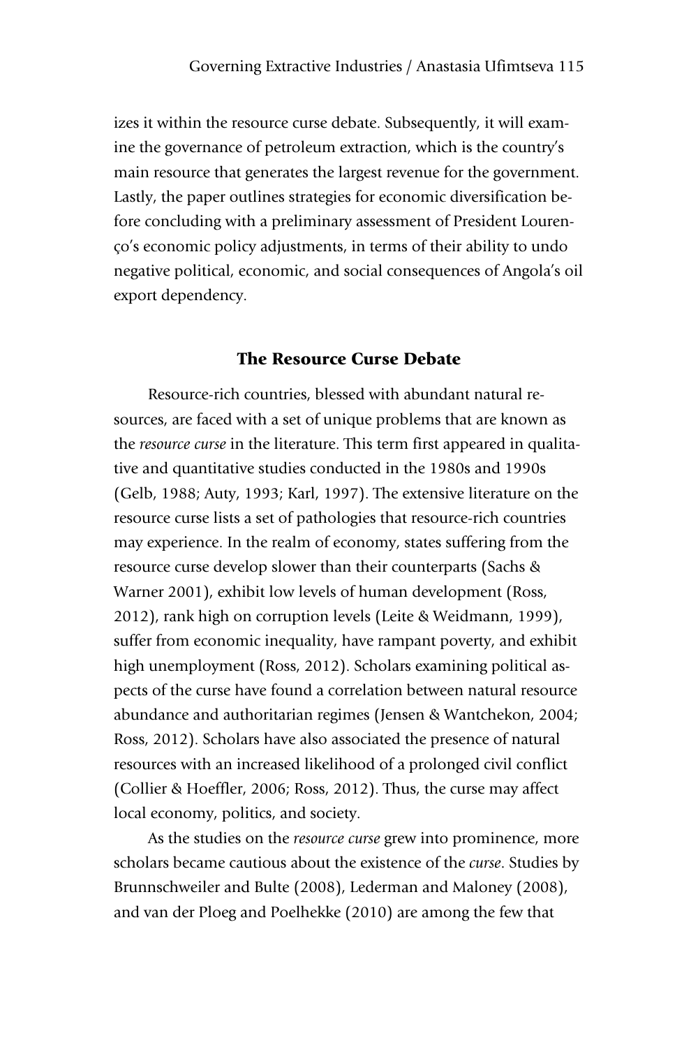izes it within the resource curse debate. Subsequently, it will examine the governance of petroleum extraction, which is the country's main resource that generates the largest revenue for the government. Lastly, the paper outlines strategies for economic diversification before concluding with a preliminary assessment of President Lourenço's economic policy adjustments, in terms of their ability to undo negative political, economic, and social consequences of Angola's oil export dependency.

## The Resource Curse Debate

Resource-rich countries, blessed with abundant natural resources, are faced with a set of unique problems that are known as the *resource curse* in the literature. This term first appeared in qualitative and quantitative studies conducted in the 1980s and 1990s (Gelb, 1988; Auty, 1993; Karl, 1997). The extensive literature on the resource curse lists a set of pathologies that resource-rich countries may experience. In the realm of economy, states suffering from the resource curse develop slower than their counterparts (Sachs & Warner 2001), exhibit low levels of human development (Ross, 2012), rank high on corruption levels (Leite & Weidmann, 1999), suffer from economic inequality, have rampant poverty, and exhibit high unemployment (Ross, 2012). Scholars examining political aspects of the curse have found a correlation between natural resource abundance and authoritarian regimes (Jensen & Wantchekon, 2004; Ross, 2012). Scholars have also associated the presence of natural resources with an increased likelihood of a prolonged civil conflict (Collier & Hoeffler, 2006; Ross, 2012). Thus, the curse may affect local economy, politics, and society.

As the studies on the *resource curse* grew into prominence, more scholars became cautious about the existence of the *curse*. Studies by Brunnschweiler and Bulte (2008), Lederman and Maloney (2008), and van der Ploeg and Poelhekke (2010) are among the few that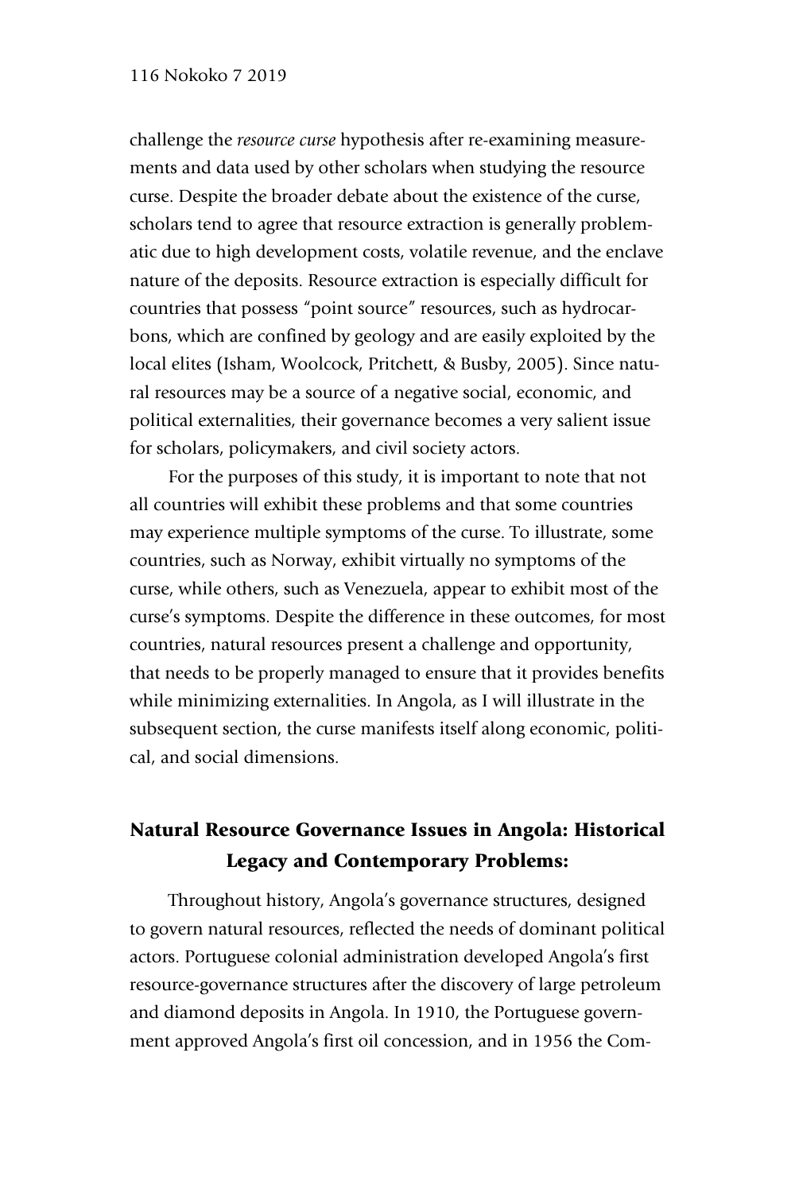challenge the *resource curse* hypothesis after re-examining measurements and data used by other scholars when studying the resource curse. Despite the broader debate about the existence of the curse, scholars tend to agree that resource extraction is generally problematic due to high development costs, volatile revenue, and the enclave nature of the deposits. Resource extraction is especially difficult for countries that possess "point source" resources, such as hydrocarbons, which are confined by geology and are easily exploited by the local elites (Isham, Woolcock, Pritchett, & Busby, 2005). Since natural resources may be a source of a negative social, economic, and political externalities, their governance becomes a very salient issue for scholars, policymakers, and civil society actors.

For the purposes of this study, it is important to note that not all countries will exhibit these problems and that some countries may experience multiple symptoms of the curse. To illustrate, some countries, such as Norway, exhibit virtually no symptoms of the curse, while others, such as Venezuela, appear to exhibit most of the curse's symptoms. Despite the difference in these outcomes, for most countries, natural resources present a challenge and opportunity, that needs to be properly managed to ensure that it provides benefits while minimizing externalities. In Angola, as I will illustrate in the subsequent section, the curse manifests itself along economic, political, and social dimensions.

## Natural Resource Governance Issues in Angola: Historical Legacy and Contemporary Problems:

Throughout history, Angola's governance structures, designed to govern natural resources, reflected the needs of dominant political actors. Portuguese colonial administration developed Angola's first resource-governance structures after the discovery of large petroleum and diamond deposits in Angola. In 1910, the Portuguese government approved Angola's first oil concession, and in 1956 the Com-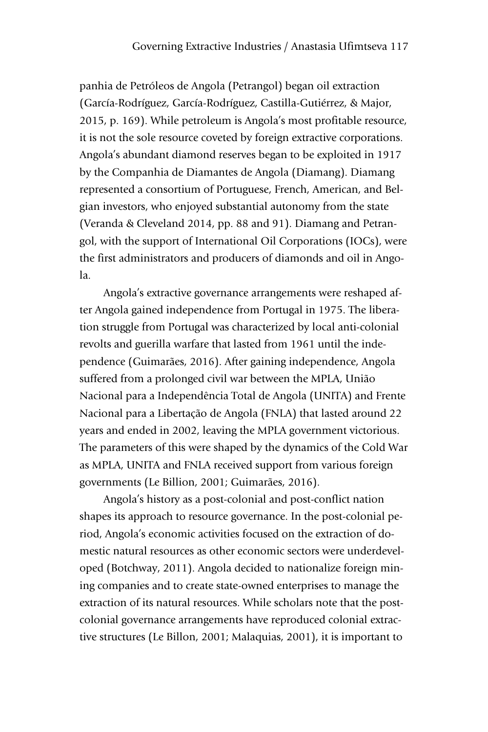panhia de Petróleos de Angola (Petrangol) began oil extraction (García-Rodríguez, García-Rodríguez, Castilla-Gutiérrez, & Major, 2015, p. 169). While petroleum is Angola's most profitable resource, it is not the sole resource coveted by foreign extractive corporations. Angola's abundant diamond reserves began to be exploited in 1917 by the Companhia de Diamantes de Angola (Diamang). Diamang represented a consortium of Portuguese, French, American, and Belgian investors, who enjoyed substantial autonomy from the state (Veranda & Cleveland 2014, pp. 88 and 91). Diamang and Petrangol, with the support of International Oil Corporations (IOCs), were the first administrators and producers of diamonds and oil in Angola.

Angola's extractive governance arrangements were reshaped after Angola gained independence from Portugal in 1975. The liberation struggle from Portugal was characterized by local anti-colonial revolts and guerilla warfare that lasted from 1961 until the independence (Guimarães, 2016). After gaining independence, Angola suffered from a prolonged civil war between the MPLA, União Nacional para a Independência Total de Angola (UNITA) and Frente Nacional para a Libertação de Angola (FNLA) that lasted around 22 years and ended in 2002, leaving the MPLA government victorious. The parameters of this were shaped by the dynamics of the Cold War as MPLA, UNITA and FNLA received support from various foreign governments (Le Billion, 2001; Guimarães, 2016).

Angola's history as a post-colonial and post-conflict nation shapes its approach to resource governance. In the post-colonial period, Angola's economic activities focused on the extraction of domestic natural resources as other economic sectors were underdeveloped (Botchway, 2011). Angola decided to nationalize foreign mining companies and to create state-owned enterprises to manage the extraction of its natural resources. While scholars note that the post-colonial governance arrangements have reproduced colonial extractive structures (Le Billon, 2001; Malaquias, 2001), it is important to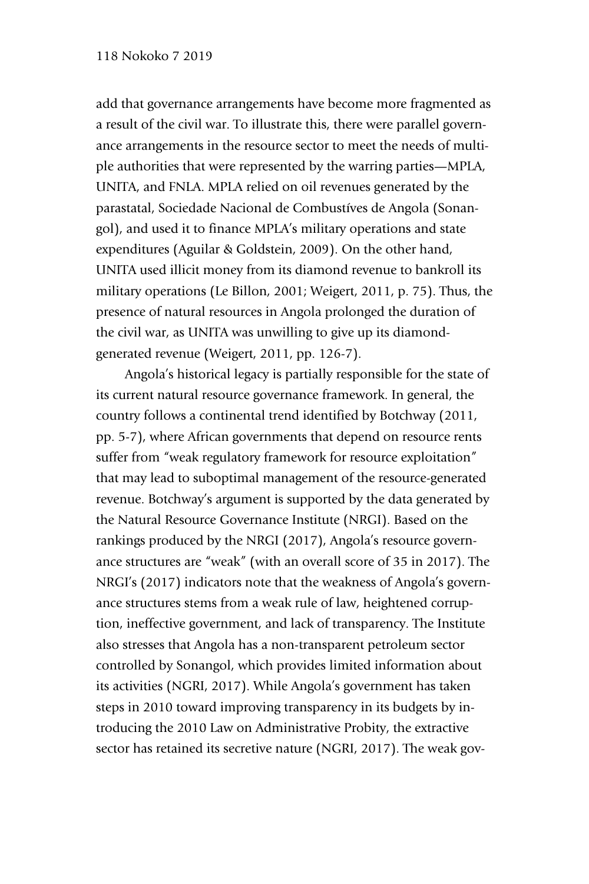add that governance arrangements have become more fragmented as a result of the civil war. To illustrate this, there were parallel governance arrangements in the resource sector to meet the needs of multiple authorities that were represented by the warring parties—MPLA, UNITA, and FNLA. MPLA relied on oil revenues generated by the parastatal, Sociedade Nacional de Combustíves de Angola (Sonangol), and used it to finance MPLA's military operations and state expenditures (Aguilar & Goldstein, 2009). On the other hand, UNITA used illicit money from its diamond revenue to bankroll its military operations (Le Billon, 2001; Weigert, 2011, p. 75). Thus, the presence of natural resources in Angola prolonged the duration of the civil war, as UNITA was unwilling to give up its diamond-generated revenue (Weigert, 2011, pp. 126-7).

Angola's historical legacy is partially responsible for the state of its current natural resource governance framework. In general, the country follows a continental trend identified by Botchway (2011, pp. 5-7), where African governments that depend on resource rents suffer from "weak regulatory framework for resource exploitation" that may lead to suboptimal management of the resource-generated revenue. Botchway's argument is supported by the data generated by the Natural Resource Governance Institute (NRGI). Based on the rankings produced by the NRGI (2017), Angola's resource governance structures are "weak" (with an overall score of 35 in 2017). The NRGI's (2017) indicators note that the weakness of Angola's governance structures stems from a weak rule of law, heightened corruption, ineffective government, and lack of transparency. The Institute also stresses that Angola has a non-transparent petroleum sector controlled by Sonangol, which provides limited information about its activities (NGRI, 2017). While Angola's government has taken steps in 2010 toward improving transparency in its budgets by introducing the 2010 Law on Administrative Probity, the extractive sector has retained its secretive nature (NGRI, 2017). The weak gov-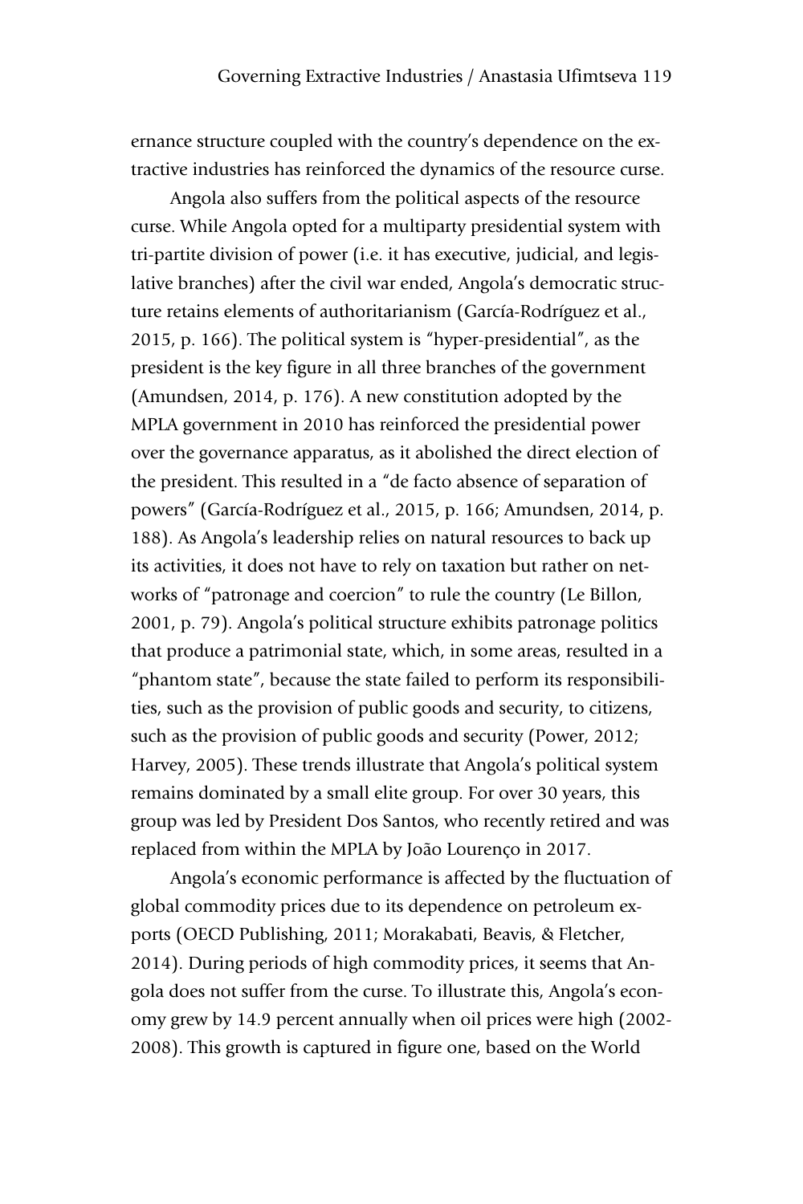ernance structure coupled with the country's dependence on the extractive industries has reinforced the dynamics of the resource curse.

Angola also suffers from the political aspects of the resource curse. While Angola opted for a multiparty presidential system with tri-partite division of power (i.e. it has executive, judicial, and legislative branches) after the civil war ended, Angola's democratic structure retains elements of authoritarianism (García-Rodríguez et al., 2015, p. 166). The political system is "hyper-presidential", as the president is the key figure in all three branches of the government (Amundsen, 2014, p. 176). A new constitution adopted by the MPLA government in 2010 has reinforced the presidential power over the governance apparatus, as it abolished the direct election of the president. This resulted in a "de facto absence of separation of powers" (García-Rodríguez et al., 2015, p. 166; Amundsen, 2014, p. 188). As Angola's leadership relies on natural resources to back up its activities, it does not have to rely on taxation but rather on networks of "patronage and coercion" to rule the country (Le Billon, 2001, p. 79). Angola's political structure exhibits patronage politics that produce a patrimonial state, which, in some areas, resulted in a "phantom state", because the state failed to perform its responsibilities, such as the provision of public goods and security, to citizens, such as the provision of public goods and security (Power, 2012; Harvey, 2005). These trends illustrate that Angola's political system remains dominated by a small elite group. For over 30 years, this group was led by President Dos Santos, who recently retired and was replaced from within the MPLA by João Lourenço in 2017.

Angola's economic performance is affected by the fluctuation of global commodity prices due to its dependence on petroleum exports (OECD Publishing, 2011; Morakabati, Beavis, & Fletcher, 2014). During periods of high commodity prices, it seems that Angola does not suffer from the curse. To illustrate this, Angola's economy grew by 14.9 percent annually when oil prices were high (2002-2008). This growth is captured in figure one, based on the World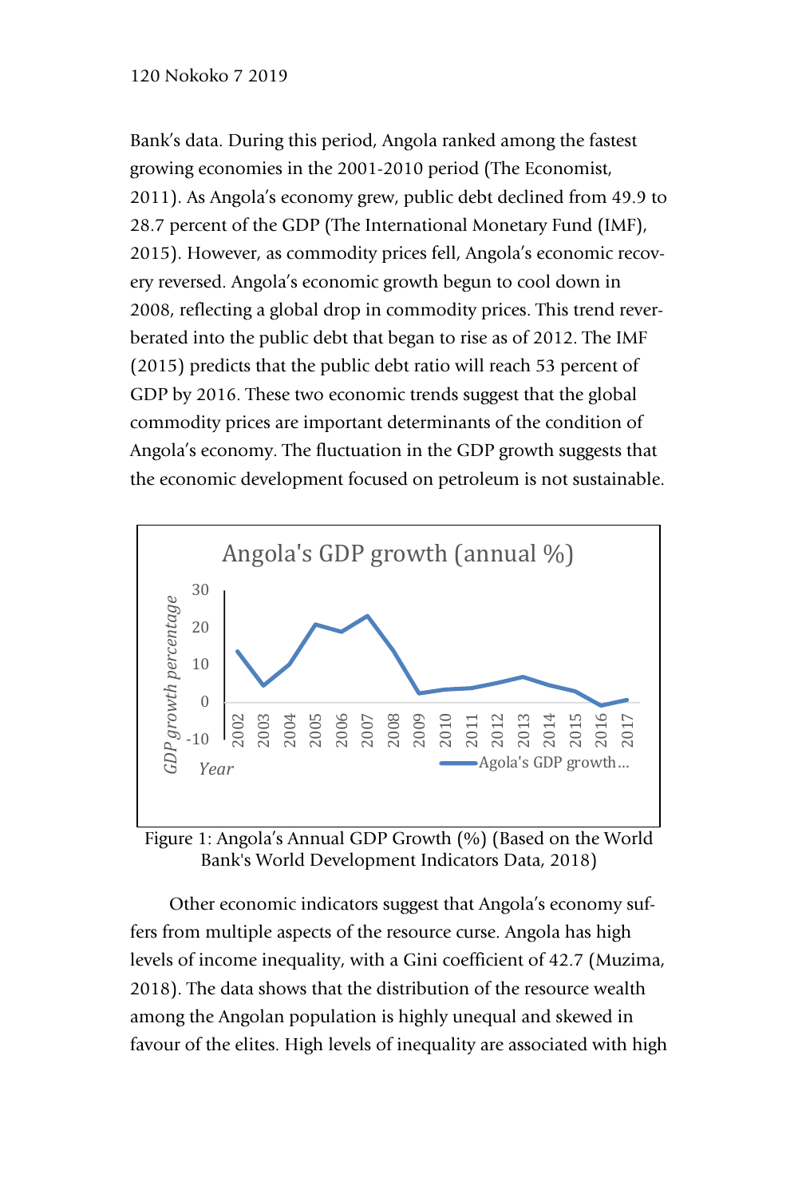Bank's data. During this period, Angola ranked among the fastest growing economies in the 2001-2010 period (The Economist, 2011). As Angola's economy grew, public debt declined from 49.9 to 28.7 percent of the GDP (The International Monetary Fund (IMF), 2015). However, as commodity prices fell, Angola's economic recovery reversed. Angola's economic growth begun to cool down in 2008, reflecting a global drop in commodity prices. This trend reverberated into the public debt that began to rise as of 2012. The IMF (2015) predicts that the public debt ratio will reach 53 percent of GDP by 2016. These two economic trends suggest that the global commodity prices are important determinants of the condition of Angola's economy. The fluctuation in the GDP growth suggests that the economic development focused on petroleum is not sustainable.

Figure 1: Angola's Annual GDP Growth (%) (Based on the World Bank's World Development Indicators Data, 2018)

Other economic indicators suggest that Angola's economy suffers from multiple aspects of the resource curse. Angola has high levels of income inequality, with a Gini coefficient of 42.7 (Muzima, 2018). The data shows that the distribution of the resource wealth among the Angolan population is highly unequal and skewed in favour of the elites. High levels of inequality are associated with high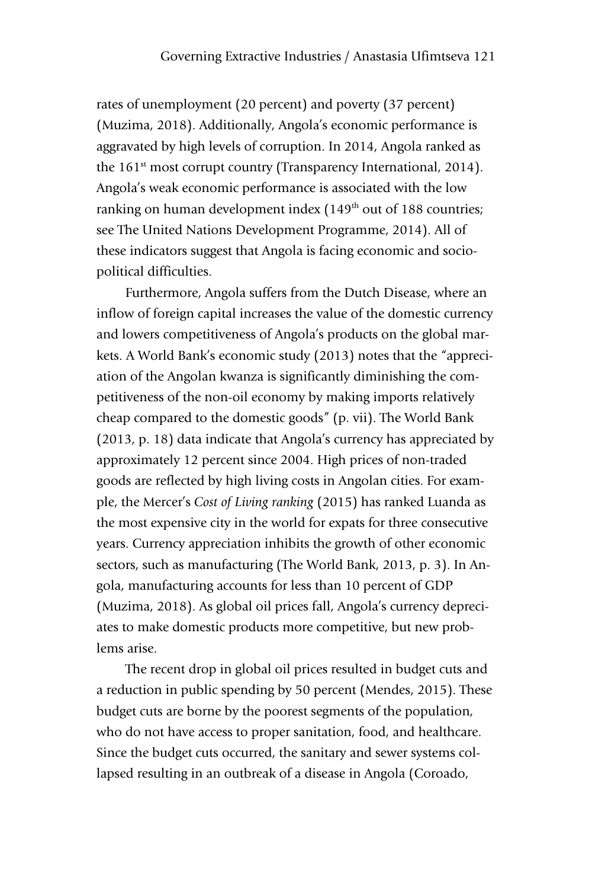rates of unemployment (20 percent) and poverty (37 percent) (Muzima, 2018). Additionally, Angola's economic performance is aggravated by high levels of corruption. In 2014, Angola ranked as the 161st most corrupt country (Transparency International, 2014). Angola's weak economic performance is associated with the low ranking on human development index (149th out of 188 countries; see The United Nations Development Programme, 2014). All of these indicators suggest that Angola is facing economic and socio-political difficulties.

Furthermore, Angola suffers from the Dutch Disease, where an inflow of foreign capital increases the value of the domestic currency and lowers competitiveness of Angola's products on the global markets. A World Bank's economic study (2013) notes that the "appreciation of the Angolan kwanza is significantly diminishing the competitiveness of the non-oil economy by making imports relatively cheap compared to the domestic goods" (p. vii). The World Bank (2013, p. 18) data indicate that Angola's currency has appreciated by approximately 12 percent since 2004. High prices of non-traded goods are reflected by high living costs in Angolan cities. For example, the Mercer's *Cost of Living ranking* (2015) has ranked Luanda as the most expensive city in the world for expats for three consecutive years. Currency appreciation inhibits the growth of other economic sectors, such as manufacturing (The World Bank, 2013, p. 3). In Angola, manufacturing accounts for less than 10 percent of GDP (Muzima, 2018). As global oil prices fall, Angola's currency depreciates to make domestic products more competitive, but new problems arise.

The recent drop in global oil prices resulted in budget cuts and a reduction in public spending by 50 percent (Mendes, 2015). These budget cuts are borne by the poorest segments of the population, who do not have access to proper sanitation, food, and healthcare. Since the budget cuts occurred, the sanitary and sewer systems collapsed resulting in an outbreak of a disease in Angola (Coroado,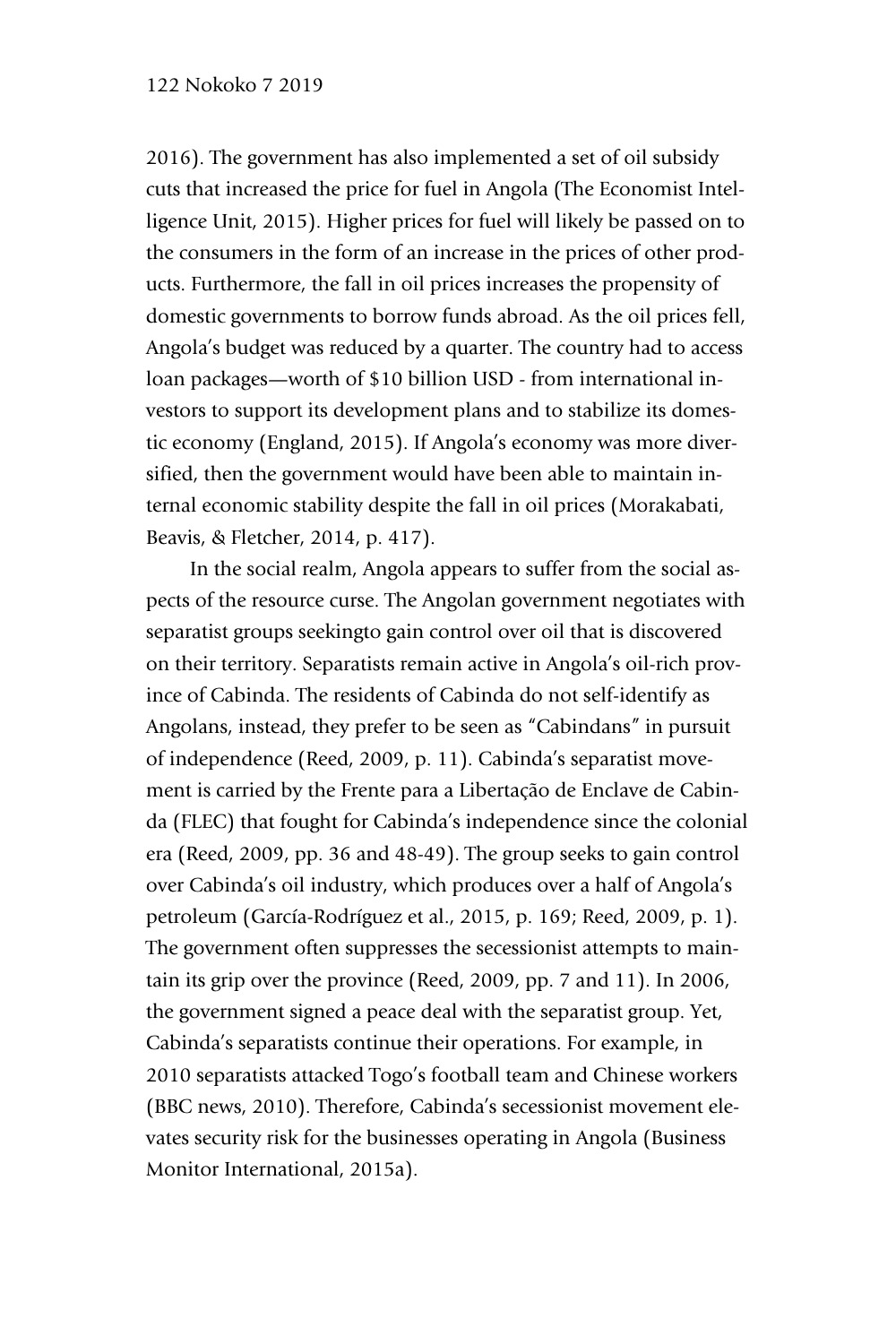2016). The government has also implemented a set of oil subsidy cuts that increased the price for fuel in Angola (The Economist Intelligence Unit, 2015). Higher prices for fuel will likely be passed on to the consumers in the form of an increase in the prices of other products. Furthermore, the fall in oil prices increases the propensity of domestic governments to borrow funds abroad. As the oil prices fell, Angola's budget was reduced by a quarter. The country had to access loan packages—worth of $10 billion USD - from international investors to support its development plans and to stabilize its domestic economy (England, 2015). If Angola's economy was more diversified, then the government would have been able to maintain internal economic stability despite the fall in oil prices (Morakabati, Beavis, & Fletcher, 2014, p. 417).

In the social realm, Angola appears to suffer from the social aspects of the resource curse. The Angolan government negotiates with separatist groups seekingto gain control over oil that is discovered on their territory. Separatists remain active in Angola's oil-rich province of Cabinda. The residents of Cabinda do not self-identify as Angolans, instead, they prefer to be seen as "Cabindans" in pursuit of independence (Reed, 2009, p. 11). Cabinda's separatist movement is carried by the Frente para a Libertação de Enclave de Cabinda (FLEC) that fought for Cabinda's independence since the colonial era (Reed, 2009, pp. 36 and 48-49). The group seeks to gain control over Cabinda's oil industry, which produces over a half of Angola's petroleum (García-Rodríguez et al., 2015, p. 169; Reed, 2009, p. 1). The government often suppresses the secessionist attempts to maintain its grip over the province (Reed, 2009, pp. 7 and 11). In 2006, the government signed a peace deal with the separatist group. Yet, Cabinda's separatists continue their operations. For example, in 2010 separatists attacked Togo's football team and Chinese workers (BBC news, 2010). Therefore, Cabinda's secessionist movement elevates security risk for the businesses operating in Angola (Business Monitor International, 2015a).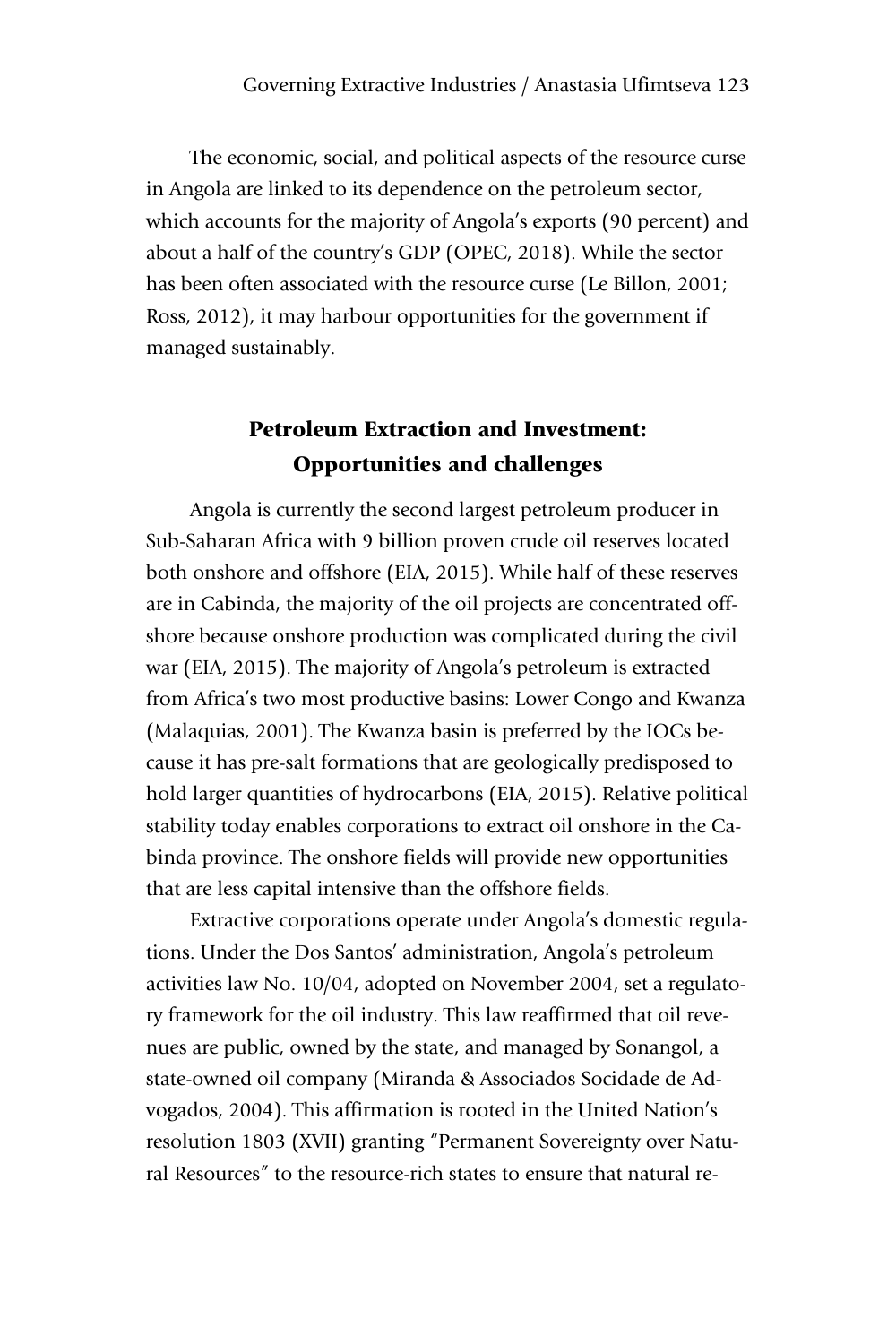The economic, social, and political aspects of the resource curse in Angola are linked to its dependence on the petroleum sector, which accounts for the majority of Angola's exports (90 percent) and about a half of the country's GDP (OPEC, 2018). While the sector has been often associated with the resource curse (Le Billon, 2001; Ross, 2012), it may harbour opportunities for the government if managed sustainably.

## Petroleum Extraction and Investment: Opportunities and challenges

Angola is currently the second largest petroleum producer in Sub-Saharan Africa with 9 billion proven crude oil reserves located both onshore and offshore (EIA, 2015). While half of these reserves are in Cabinda, the majority of the oil projects are concentrated offshore because onshore production was complicated during the civil war (EIA, 2015). The majority of Angola's petroleum is extracted from Africa's two most productive basins: Lower Congo and Kwanza (Malaquias, 2001). The Kwanza basin is preferred by the IOCs because it has pre-salt formations that are geologically predisposed to hold larger quantities of hydrocarbons (EIA, 2015). Relative political stability today enables corporations to extract oil onshore in the Cabinda province. The onshore fields will provide new opportunities that are less capital intensive than the offshore fields.

Extractive corporations operate under Angola's domestic regulations. Under the Dos Santos' administration, Angola's petroleum activities law No. 10/04, adopted on November 2004, set a regulatory framework for the oil industry. This law reaffirmed that oil revenues are public, owned by the state, and managed by Sonangol, a state-owned oil company (Miranda & Associados Socidade de Advogados, 2004). This affirmation is rooted in the United Nation's resolution 1803 (XVII) granting "Permanent Sovereignty over Natural Resources" to the resource-rich states to ensure that natural re-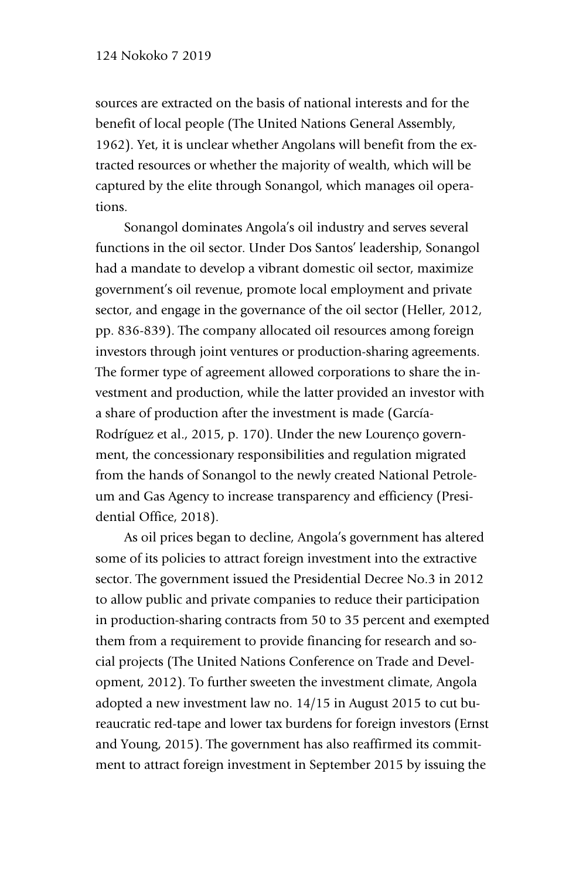sources are extracted on the basis of national interests and for the benefit of local people (The United Nations General Assembly, 1962). Yet, it is unclear whether Angolans will benefit from the extracted resources or whether the majority of wealth, which will be captured by the elite through Sonangol, which manages oil operations.

Sonangol dominates Angola's oil industry and serves several functions in the oil sector. Under Dos Santos' leadership, Sonangol had a mandate to develop a vibrant domestic oil sector, maximize government's oil revenue, promote local employment and private sector, and engage in the governance of the oil sector (Heller, 2012, pp. 836-839). The company allocated oil resources among foreign investors through joint ventures or production-sharing agreements. The former type of agreement allowed corporations to share the investment and production, while the latter provided an investor with a share of production after the investment is made (García-Rodríguez et al., 2015, p. 170). Under the new Lourenço government, the concessionary responsibilities and regulation migrated from the hands of Sonangol to the newly created National Petroleum and Gas Agency to increase transparency and efficiency (Presidential Office, 2018).

As oil prices began to decline, Angola's government has altered some of its policies to attract foreign investment into the extractive sector. The government issued the Presidential Decree No.3 in 2012 to allow public and private companies to reduce their participation in production-sharing contracts from 50 to 35 percent and exempted them from a requirement to provide financing for research and social projects (The United Nations Conference on Trade and Development, 2012). To further sweeten the investment climate, Angola adopted a new investment law no. 14/15 in August 2015 to cut bureaucratic red-tape and lower tax burdens for foreign investors (Ernst and Young, 2015). The government has also reaffirmed its commitment to attract foreign investment in September 2015 by issuing the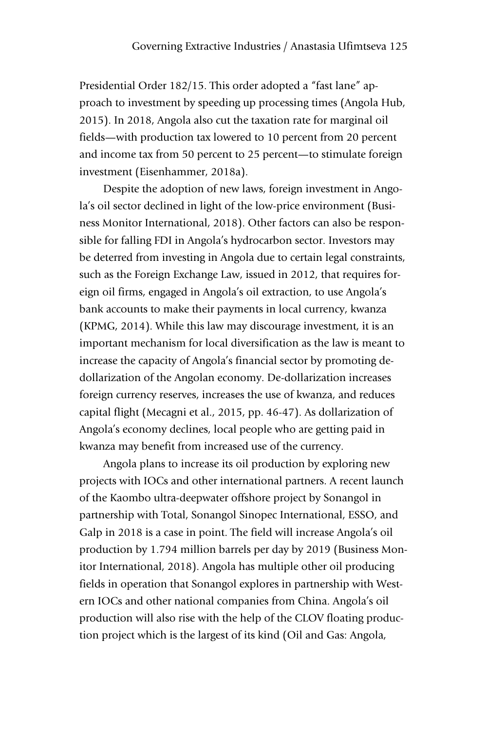Presidential Order 182/15. This order adopted a "fast lane" approach to investment by speeding up processing times (Angola Hub, 2015). In 2018, Angola also cut the taxation rate for marginal oil fields—with production tax lowered to 10 percent from 20 percent and income tax from 50 percent to 25 percent—to stimulate foreign investment (Eisenhammer, 2018a).

Despite the adoption of new laws, foreign investment in Angola's oil sector declined in light of the low-price environment (Business Monitor International, 2018). Other factors can also be responsible for falling FDI in Angola's hydrocarbon sector. Investors may be deterred from investing in Angola due to certain legal constraints, such as the Foreign Exchange Law, issued in 2012, that requires foreign oil firms, engaged in Angola's oil extraction, to use Angola's bank accounts to make their payments in local currency, kwanza (KPMG, 2014). While this law may discourage investment, it is an important mechanism for local diversification as the law is meant to increase the capacity of Angola's financial sector by promoting de-dollarization of the Angolan economy. De-dollarization increases foreign currency reserves, increases the use of kwanza, and reduces capital flight (Mecagni et al., 2015, pp. 46-47). As dollarization of Angola's economy declines, local people who are getting paid in kwanza may benefit from increased use of the currency.

Angola plans to increase its oil production by exploring new projects with IOCs and other international partners. A recent launch of the Kaombo ultra-deepwater offshore project by Sonangol in partnership with Total, Sonangol Sinopec International, ESSO, and Galp in 2018 is a case in point. The field will increase Angola's oil production by 1.794 million barrels per day by 2019 (Business Monitor International, 2018). Angola has multiple other oil producing fields in operation that Sonangol explores in partnership with Western IOCs and other national companies from China. Angola's oil production will also rise with the help of the CLOV floating production project which is the largest of its kind (Oil and Gas: Angola,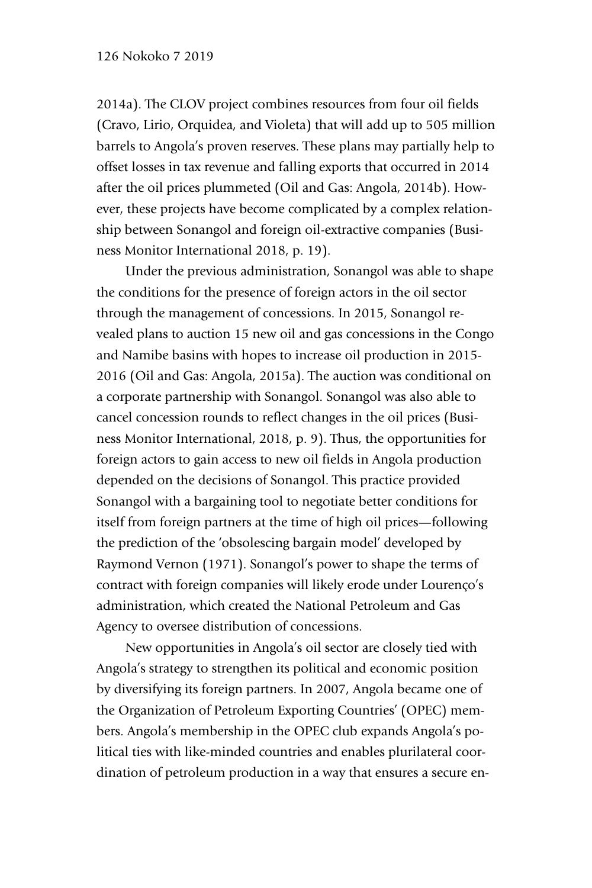2014a). The CLOV project combines resources from four oil fields (Cravo, Lirio, Orquidea, and Violeta) that will add up to 505 million barrels to Angola's proven reserves. These plans may partially help to offset losses in tax revenue and falling exports that occurred in 2014 after the oil prices plummeted (Oil and Gas: Angola, 2014b). However, these projects have become complicated by a complex relationship between Sonangol and foreign oil-extractive companies (Business Monitor International 2018, p. 19).

Under the previous administration, Sonangol was able to shape the conditions for the presence of foreign actors in the oil sector through the management of concessions. In 2015, Sonangol revealed plans to auction 15 new oil and gas concessions in the Congo and Namibe basins with hopes to increase oil production in 2015-2016 (Oil and Gas: Angola, 2015a). The auction was conditional on a corporate partnership with Sonangol. Sonangol was also able to cancel concession rounds to reflect changes in the oil prices (Business Monitor International, 2018, p. 9). Thus, the opportunities for foreign actors to gain access to new oil fields in Angola production depended on the decisions of Sonangol. This practice provided Sonangol with a bargaining tool to negotiate better conditions for itself from foreign partners at the time of high oil prices—following the prediction of the 'obsolescing bargain model' developed by Raymond Vernon (1971). Sonangol's power to shape the terms of contract with foreign companies will likely erode under Lourenço's administration, which created the National Petroleum and Gas Agency to oversee distribution of concessions.

New opportunities in Angola's oil sector are closely tied with Angola's strategy to strengthen its political and economic position by diversifying its foreign partners. In 2007, Angola became one of the Organization of Petroleum Exporting Countries' (OPEC) members. Angola's membership in the OPEC club expands Angola's political ties with like-minded countries and enables plurilateral coordination of petroleum production in a way that ensures a secure en-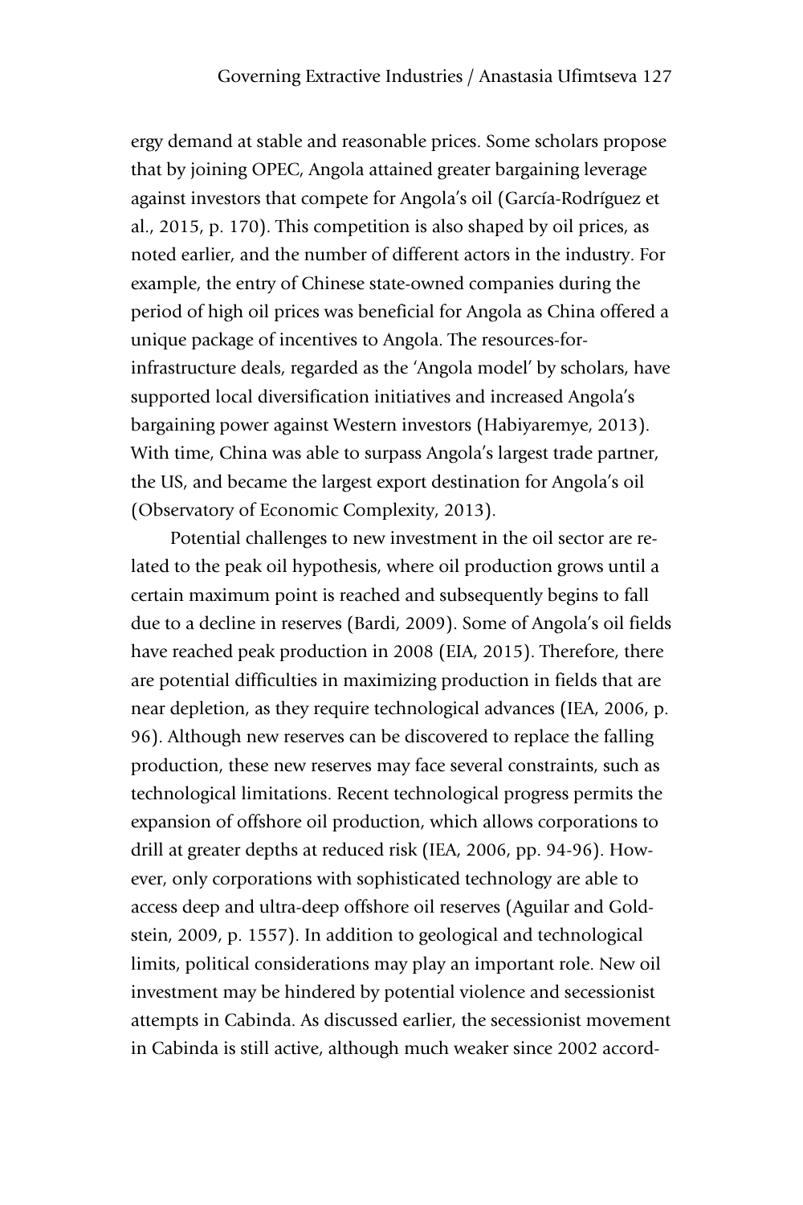ergy demand at stable and reasonable prices. Some scholars propose that by joining OPEC, Angola attained greater bargaining leverage against investors that compete for Angola's oil (García-Rodríguez et al., 2015, p. 170). This competition is also shaped by oil prices, as noted earlier, and the number of different actors in the industry. For example, the entry of Chinese state-owned companies during the period of high oil prices was beneficial for Angola as China offered a unique package of incentives to Angola. The resources-for-infrastructure deals, regarded as the 'Angola model' by scholars, have supported local diversification initiatives and increased Angola's bargaining power against Western investors (Habiyaremye, 2013). With time, China was able to surpass Angola's largest trade partner, the US, and became the largest export destination for Angola's oil (Observatory of Economic Complexity, 2013).

Potential challenges to new investment in the oil sector are related to the peak oil hypothesis, where oil production grows until a certain maximum point is reached and subsequently begins to fall due to a decline in reserves (Bardi, 2009). Some of Angola's oil fields have reached peak production in 2008 (EIA, 2015). Therefore, there are potential difficulties in maximizing production in fields that are near depletion, as they require technological advances (IEA, 2006, p. 96). Although new reserves can be discovered to replace the falling production, these new reserves may face several constraints, such as technological limitations. Recent technological progress permits the expansion of offshore oil production, which allows corporations to drill at greater depths at reduced risk (IEA, 2006, pp. 94-96). However, only corporations with sophisticated technology are able to access deep and ultra-deep offshore oil reserves (Aguilar and Goldstein, 2009, p. 1557). In addition to geological and technological limits, political considerations may play an important role. New oil investment may be hindered by potential violence and secessionist attempts in Cabinda. As discussed earlier, the secessionist movement in Cabinda is still active, although much weaker since 2002 accord-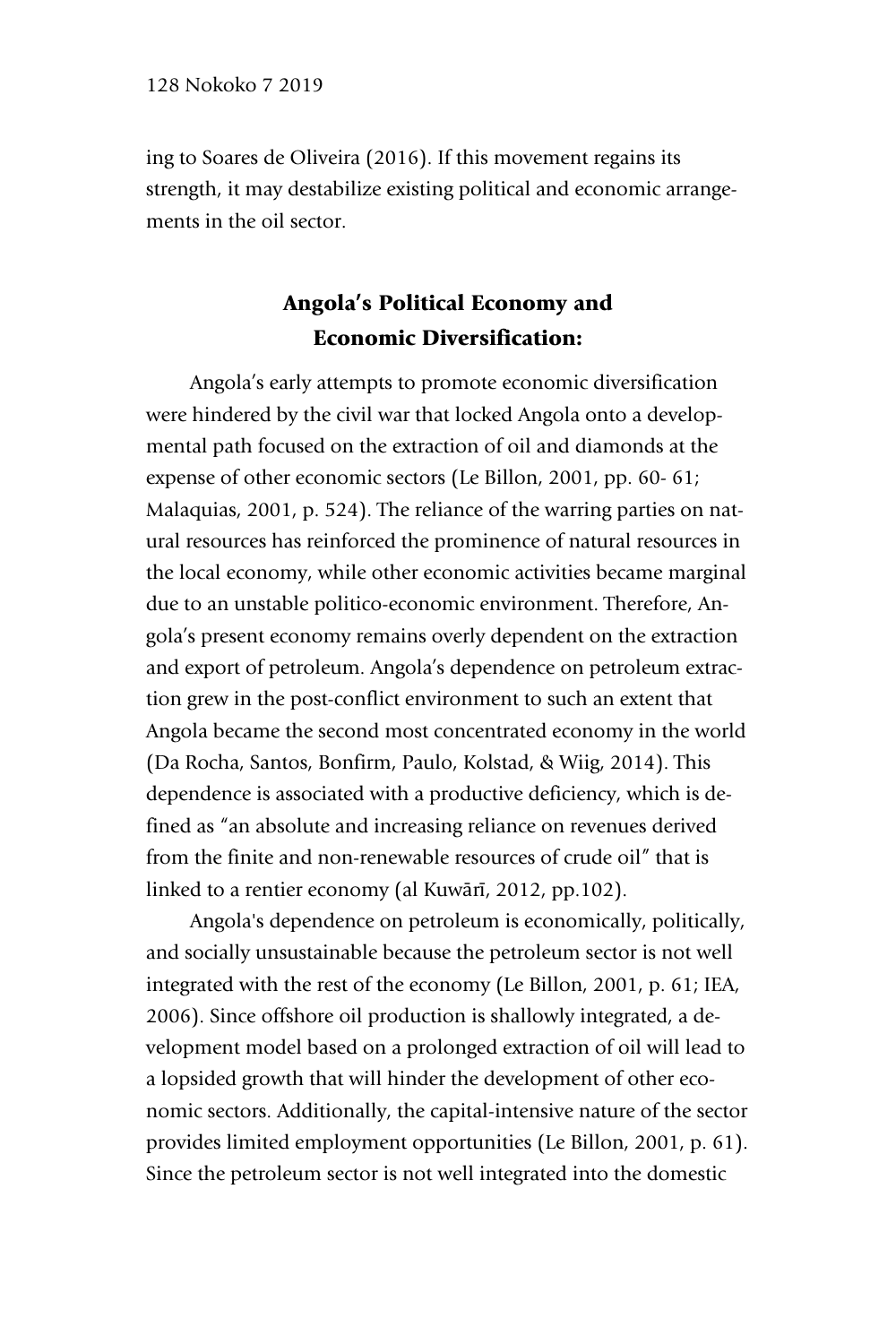ing to Soares de Oliveira (2016). If this movement regains its strength, it may destabilize existing political and economic arrangements in the oil sector.

## Angola's Political Economy and Economic Diversification:

Angola's early attempts to promote economic diversification were hindered by the civil war that locked Angola onto a developmental path focused on the extraction of oil and diamonds at the expense of other economic sectors (Le Billon, 2001, pp. 60- 61; Malaquias, 2001, p. 524). The reliance of the warring parties on natural resources has reinforced the prominence of natural resources in the local economy, while other economic activities became marginal due to an unstable politico-economic environment. Therefore, Angola's present economy remains overly dependent on the extraction and export of petroleum. Angola's dependence on petroleum extraction grew in the post-conflict environment to such an extent that Angola became the second most concentrated economy in the world (Da Rocha, Santos, Bonfirm, Paulo, Kolstad, & Wiig, 2014). This dependence is associated with a productive deficiency, which is defined as "an absolute and increasing reliance on revenues derived from the finite and non-renewable resources of crude oil" that is linked to a rentier economy (al Kuwārī, 2012, pp.102).

Angola's dependence on petroleum is economically, politically, and socially unsustainable because the petroleum sector is not well integrated with the rest of the economy (Le Billon, 2001, p. 61; IEA, 2006). Since offshore oil production is shallowly integrated, a development model based on a prolonged extraction of oil will lead to a lopsided growth that will hinder the development of other economic sectors. Additionally, the capital-intensive nature of the sector provides limited employment opportunities (Le Billon, 2001, p. 61). Since the petroleum sector is not well integrated into the domestic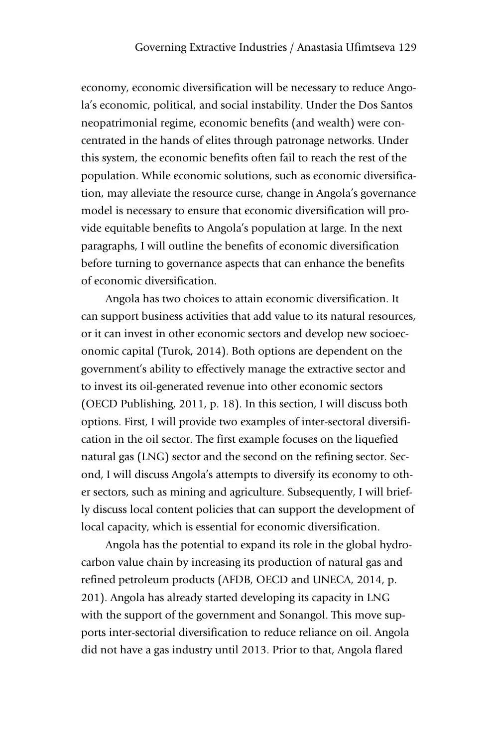economy, economic diversification will be necessary to reduce Angola's economic, political, and social instability. Under the Dos Santos neopatrimonial regime, economic benefits (and wealth) were concentrated in the hands of elites through patronage networks. Under this system, the economic benefits often fail to reach the rest of the population. While economic solutions, such as economic diversification, may alleviate the resource curse, change in Angola's governance model is necessary to ensure that economic diversification will provide equitable benefits to Angola's population at large. In the next paragraphs, I will outline the benefits of economic diversification before turning to governance aspects that can enhance the benefits of economic diversification.

Angola has two choices to attain economic diversification. It can support business activities that add value to its natural resources, or it can invest in other economic sectors and develop new socioeconomic capital (Turok, 2014). Both options are dependent on the government's ability to effectively manage the extractive sector and to invest its oil-generated revenue into other economic sectors (OECD Publishing, 2011, p. 18). In this section, I will discuss both options. First, I will provide two examples of inter-sectoral diversification in the oil sector. The first example focuses on the liquefied natural gas (LNG) sector and the second on the refining sector. Second, I will discuss Angola's attempts to diversify its economy to other sectors, such as mining and agriculture. Subsequently, I will briefly discuss local content policies that can support the development of local capacity, which is essential for economic diversification.

Angola has the potential to expand its role in the global hydrocarbon value chain by increasing its production of natural gas and refined petroleum products (AFDB, OECD and UNECA, 2014, p. 201). Angola has already started developing its capacity in LNG with the support of the government and Sonangol. This move supports inter-sectorial diversification to reduce reliance on oil. Angola did not have a gas industry until 2013. Prior to that, Angola flared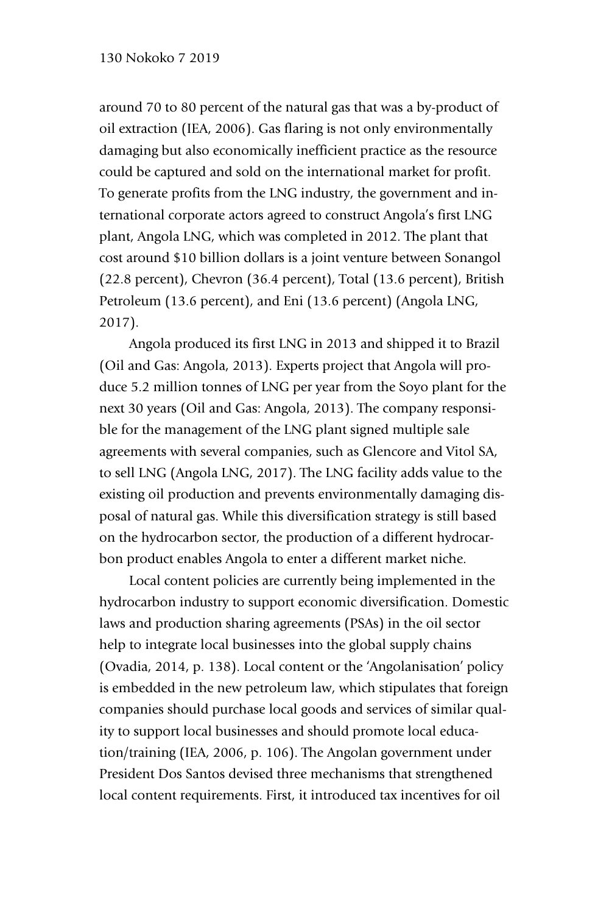around 70 to 80 percent of the natural gas that was a by-product of oil extraction (IEA, 2006). Gas flaring is not only environmentally damaging but also economically inefficient practice as the resource could be captured and sold on the international market for profit. To generate profits from the LNG industry, the government and international corporate actors agreed to construct Angola's first LNG plant, Angola LNG, which was completed in 2012. The plant that cost around $10 billion dollars is a joint venture between Sonangol (22.8 percent), Chevron (36.4 percent), Total (13.6 percent), British Petroleum (13.6 percent), and Eni (13.6 percent) (Angola LNG, 2017).

Angola produced its first LNG in 2013 and shipped it to Brazil (Oil and Gas: Angola, 2013). Experts project that Angola will produce 5.2 million tonnes of LNG per year from the Soyo plant for the next 30 years (Oil and Gas: Angola, 2013). The company responsible for the management of the LNG plant signed multiple sale agreements with several companies, such as Glencore and Vitol SA, to sell LNG (Angola LNG, 2017). The LNG facility adds value to the existing oil production and prevents environmentally damaging disposal of natural gas. While this diversification strategy is still based on the hydrocarbon sector, the production of a different hydrocarbon product enables Angola to enter a different market niche.

Local content policies are currently being implemented in the hydrocarbon industry to support economic diversification. Domestic laws and production sharing agreements (PSAs) in the oil sector help to integrate local businesses into the global supply chains (Ovadia, 2014, p. 138). Local content or the 'Angolanisation' policy is embedded in the new petroleum law, which stipulates that foreign companies should purchase local goods and services of similar quality to support local businesses and should promote local education/training (IEA, 2006, p. 106). The Angolan government under President Dos Santos devised three mechanisms that strengthened local content requirements. First, it introduced tax incentives for oil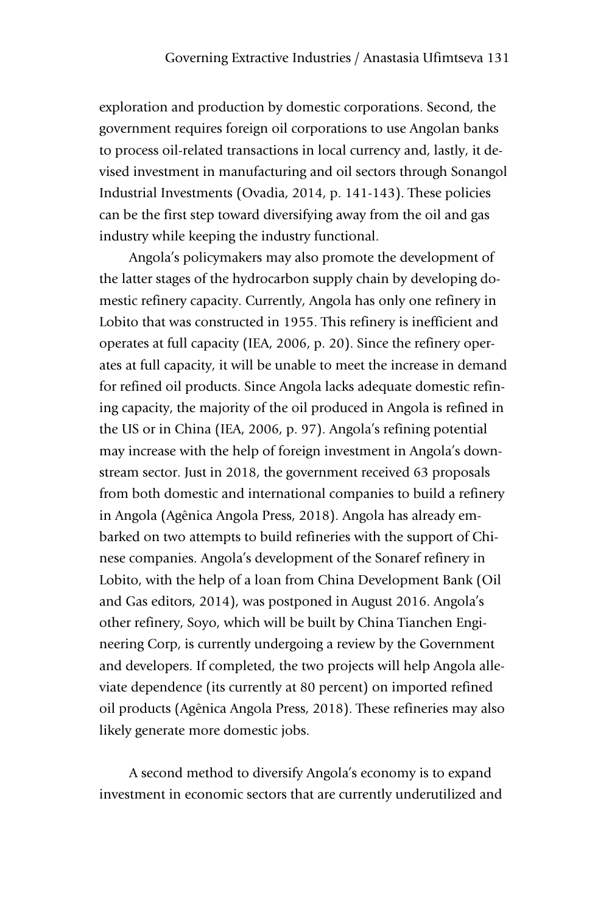exploration and production by domestic corporations. Second, the government requires foreign oil corporations to use Angolan banks to process oil-related transactions in local currency and, lastly, it devised investment in manufacturing and oil sectors through Sonangol Industrial Investments (Ovadia, 2014, p. 141-143). These policies can be the first step toward diversifying away from the oil and gas industry while keeping the industry functional.

Angola's policymakers may also promote the development of the latter stages of the hydrocarbon supply chain by developing domestic refinery capacity. Currently, Angola has only one refinery in Lobito that was constructed in 1955. This refinery is inefficient and operates at full capacity (IEA, 2006, p. 20). Since the refinery operates at full capacity, it will be unable to meet the increase in demand for refined oil products. Since Angola lacks adequate domestic refining capacity, the majority of the oil produced in Angola is refined in the US or in China (IEA, 2006, p. 97). Angola's refining potential may increase with the help of foreign investment in Angola's downstream sector. Just in 2018, the government received 63 proposals from both domestic and international companies to build a refinery in Angola (Agênica Angola Press, 2018). Angola has already embarked on two attempts to build refineries with the support of Chinese companies. Angola's development of the Sonaref refinery in Lobito, with the help of a loan from China Development Bank (Oil and Gas editors, 2014), was postponed in August 2016. Angola's other refinery, Soyo, which will be built by China Tianchen Engineering Corp, is currently undergoing a review by the Government and developers. If completed, the two projects will help Angola alleviate dependence (its currently at 80 percent) on imported refined oil products (Agênica Angola Press, 2018). These refineries may also likely generate more domestic jobs.

A second method to diversify Angola's economy is to expand investment in economic sectors that are currently underutilized and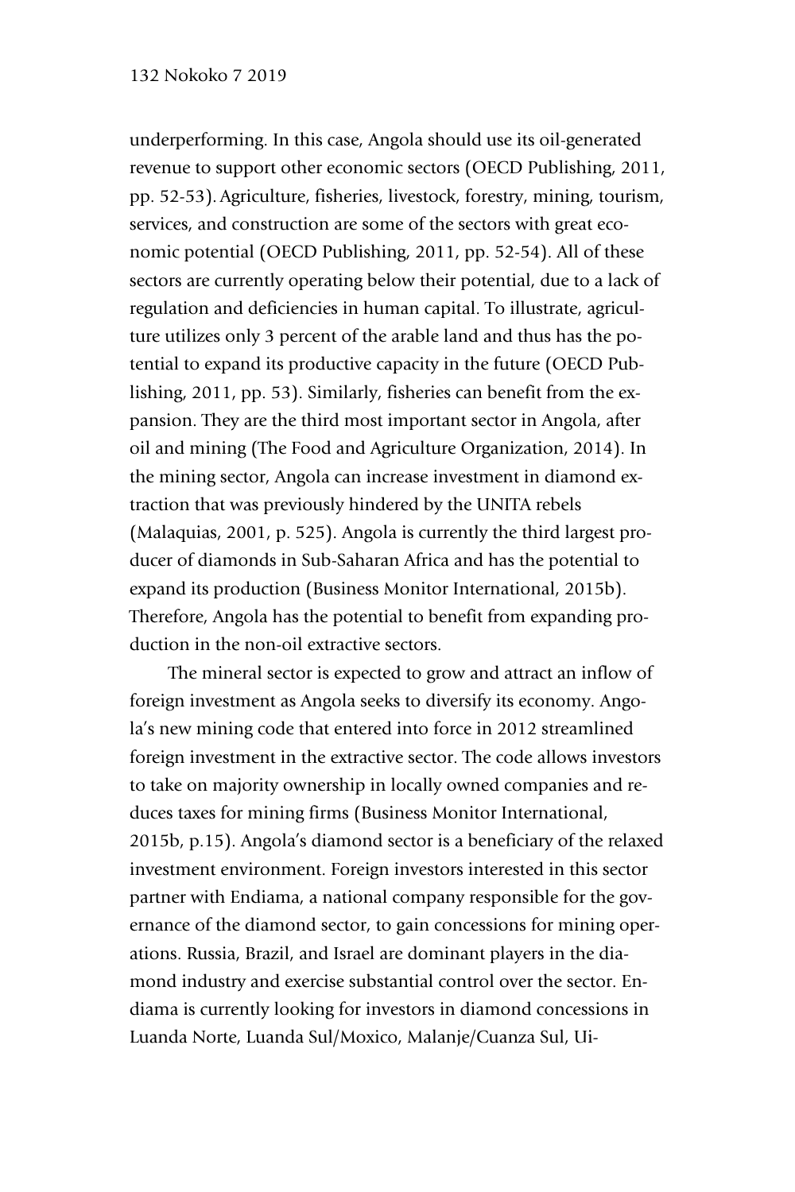underperforming. In this case, Angola should use its oil-generated revenue to support other economic sectors (OECD Publishing, 2011, pp. 52-53). Agriculture, fisheries, livestock, forestry, mining, tourism, services, and construction are some of the sectors with great economic potential (OECD Publishing, 2011, pp. 52-54). All of these sectors are currently operating below their potential, due to a lack of regulation and deficiencies in human capital. To illustrate, agriculture utilizes only 3 percent of the arable land and thus has the potential to expand its productive capacity in the future (OECD Publishing, 2011, pp. 53). Similarly, fisheries can benefit from the expansion. They are the third most important sector in Angola, after oil and mining (The Food and Agriculture Organization, 2014). In the mining sector, Angola can increase investment in diamond extraction that was previously hindered by the UNITA rebels (Malaquias, 2001, p. 525). Angola is currently the third largest producer of diamonds in Sub-Saharan Africa and has the potential to expand its production (Business Monitor International, 2015b). Therefore, Angola has the potential to benefit from expanding production in the non-oil extractive sectors.

The mineral sector is expected to grow and attract an inflow of foreign investment as Angola seeks to diversify its economy. Angola's new mining code that entered into force in 2012 streamlined foreign investment in the extractive sector. The code allows investors to take on majority ownership in locally owned companies and reduces taxes for mining firms (Business Monitor International, 2015b, p.15). Angola's diamond sector is a beneficiary of the relaxed investment environment. Foreign investors interested in this sector partner with Endiama, a national company responsible for the governance of the diamond sector, to gain concessions for mining operations. Russia, Brazil, and Israel are dominant players in the diamond industry and exercise substantial control over the sector. Endiama is currently looking for investors in diamond concessions in Luanda Norte, Luanda Sul/Moxico, Malanje/Cuanza Sul, Ui-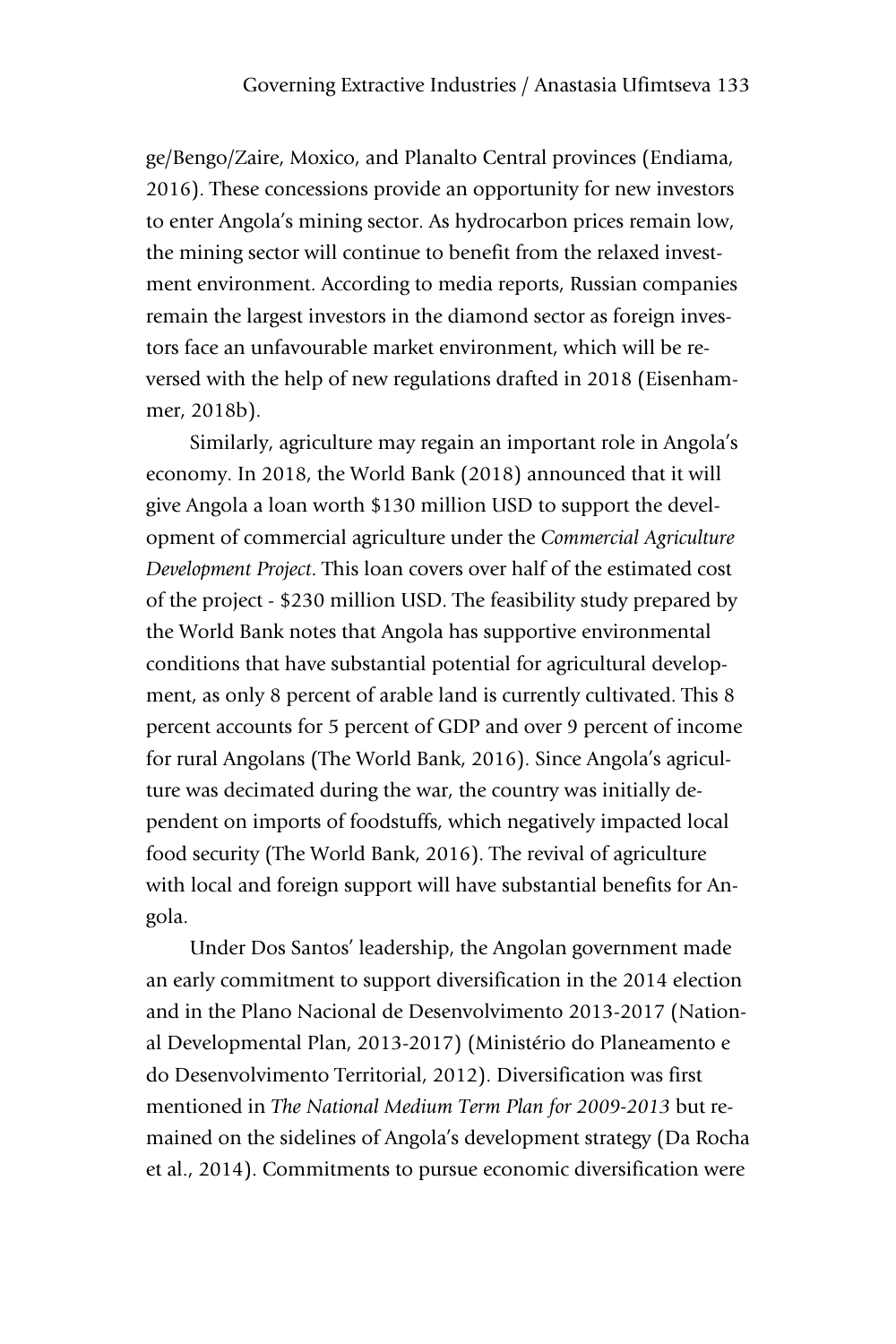ge/Bengo/Zaire, Moxico, and Planalto Central provinces (Endiama, 2016). These concessions provide an opportunity for new investors to enter Angola's mining sector. As hydrocarbon prices remain low, the mining sector will continue to benefit from the relaxed investment environment. According to media reports, Russian companies remain the largest investors in the diamond sector as foreign investors face an unfavourable market environment, which will be reversed with the help of new regulations drafted in 2018 (Eisenhammer, 2018b).

Similarly, agriculture may regain an important role in Angola's economy. In 2018, the World Bank (2018) announced that it will give Angola a loan worth $130 million USD to support the development of commercial agriculture under the *Commercial Agriculture Development Project*. This loan covers over half of the estimated cost of the project - $230 million USD. The feasibility study prepared by the World Bank notes that Angola has supportive environmental conditions that have substantial potential for agricultural development, as only 8 percent of arable land is currently cultivated. This 8 percent accounts for 5 percent of GDP and over 9 percent of income for rural Angolans (The World Bank, 2016). Since Angola's agriculture was decimated during the war, the country was initially dependent on imports of foodstuffs, which negatively impacted local food security (The World Bank, 2016). The revival of agriculture with local and foreign support will have substantial benefits for Angola.

Under Dos Santos' leadership, the Angolan government made an early commitment to support diversification in the 2014 election and in the Plano Nacional de Desenvolvimento 2013-2017 (National Developmental Plan, 2013-2017) (Ministério do Planeamento e do Desenvolvimento Territorial, 2012). Diversification was first mentioned in *The National Medium Term Plan for 2009-2013* but remained on the sidelines of Angola's development strategy (Da Rocha et al., 2014). Commitments to pursue economic diversification were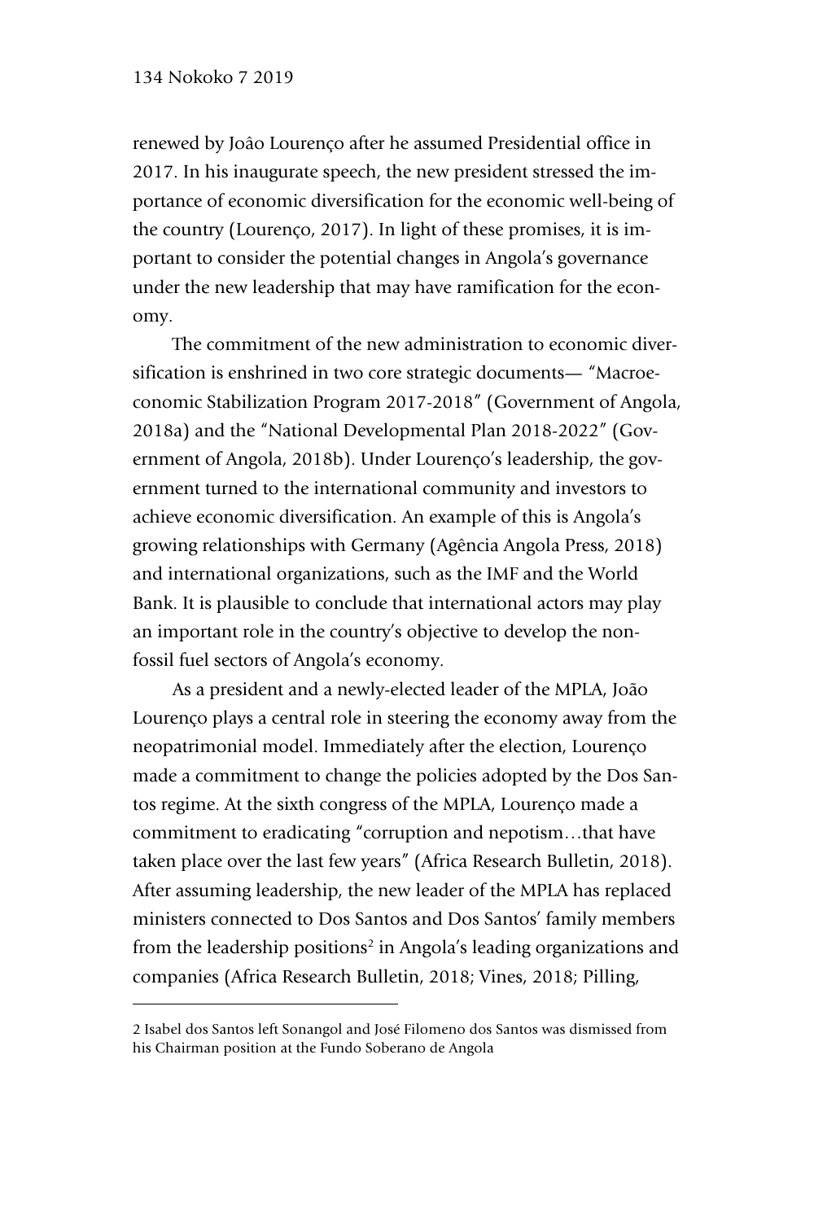renewed by Joâo Lourenço after he assumed Presidential office in 2017. In his inaugurate speech, the new president stressed the importance of economic diversification for the economic well-being of the country (Lourenço, 2017). In light of these promises, it is important to consider the potential changes in Angola's governance under the new leadership that may have ramification for the economy.

The commitment of the new administration to economic diversification is enshrined in two core strategic documents— "Macroeconomic Stabilization Program 2017-2018" (Government of Angola, 2018a) and the "National Developmental Plan 2018-2022" (Government of Angola, 2018b). Under Lourenço's leadership, the government turned to the international community and investors to achieve economic diversification. An example of this is Angola's growing relationships with Germany (Agência Angola Press, 2018) and international organizations, such as the IMF and the World Bank. It is plausible to conclude that international actors may play an important role in the country's objective to develop the non-fossil fuel sectors of Angola's economy.

As a president and a newly-elected leader of the MPLA, João Lourenço plays a central role in steering the economy away from the neopatrimonial model. Immediately after the election, Lourenço made a commitment to change the policies adopted by the Dos Santos regime. At the sixth congress of the MPLA, Lourenço made a commitment to eradicating "corruption and nepotism…that have taken place over the last few years" (Africa Research Bulletin, 2018). After assuming leadership, the new leader of the MPLA has replaced ministers connected to Dos Santos and Dos Santos' family members from the leadership positions[2] in Angola's leading organizations and companies (Africa Research Bulletin, 2018; Vines, 2018; Pilling,

---

2 Isabel dos Santos left Sonangol and José Filomeno dos Santos was dismissed from his Chairman position at the Fundo Soberano de Angola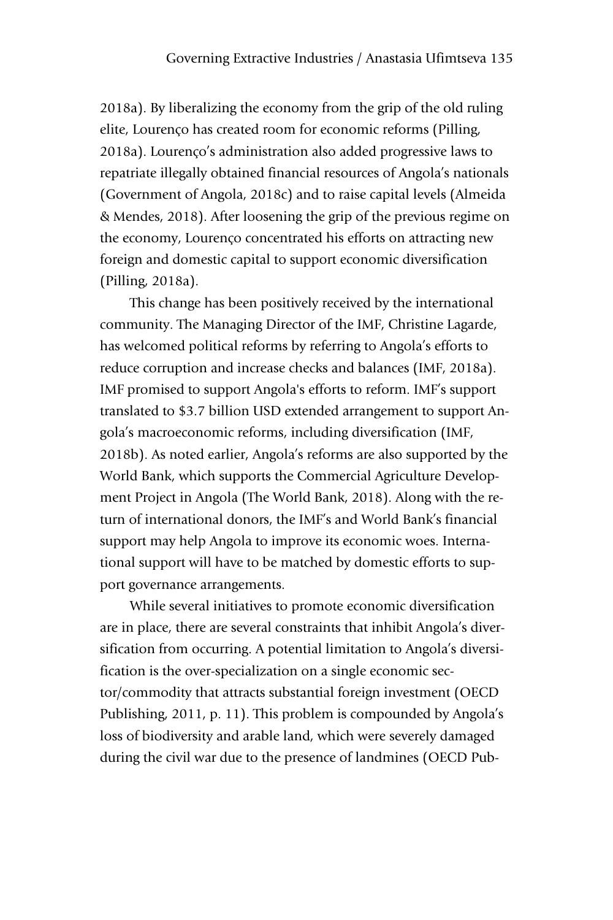2018a). By liberalizing the economy from the grip of the old ruling elite, Lourenço has created room for economic reforms (Pilling, 2018a). Lourenço's administration also added progressive laws to repatriate illegally obtained financial resources of Angola's nationals (Government of Angola, 2018c) and to raise capital levels (Almeida & Mendes, 2018). After loosening the grip of the previous regime on the economy, Lourenço concentrated his efforts on attracting new foreign and domestic capital to support economic diversification (Pilling, 2018a).

This change has been positively received by the international community. The Managing Director of the IMF, Christine Lagarde, has welcomed political reforms by referring to Angola's efforts to reduce corruption and increase checks and balances (IMF, 2018a). IMF promised to support Angola's efforts to reform. IMF's support translated to $3.7 billion USD extended arrangement to support Angola's macroeconomic reforms, including diversification (IMF, 2018b). As noted earlier, Angola's reforms are also supported by the World Bank, which supports the Commercial Agriculture Development Project in Angola (The World Bank, 2018). Along with the return of international donors, the IMF's and World Bank's financial support may help Angola to improve its economic woes. International support will have to be matched by domestic efforts to support governance arrangements.

While several initiatives to promote economic diversification are in place, there are several constraints that inhibit Angola's diversification from occurring. A potential limitation to Angola's diversification is the over-specialization on a single economic sector/commodity that attracts substantial foreign investment (OECD Publishing, 2011, p. 11). This problem is compounded by Angola's loss of biodiversity and arable land, which were severely damaged during the civil war due to the presence of landmines (OECD Pub-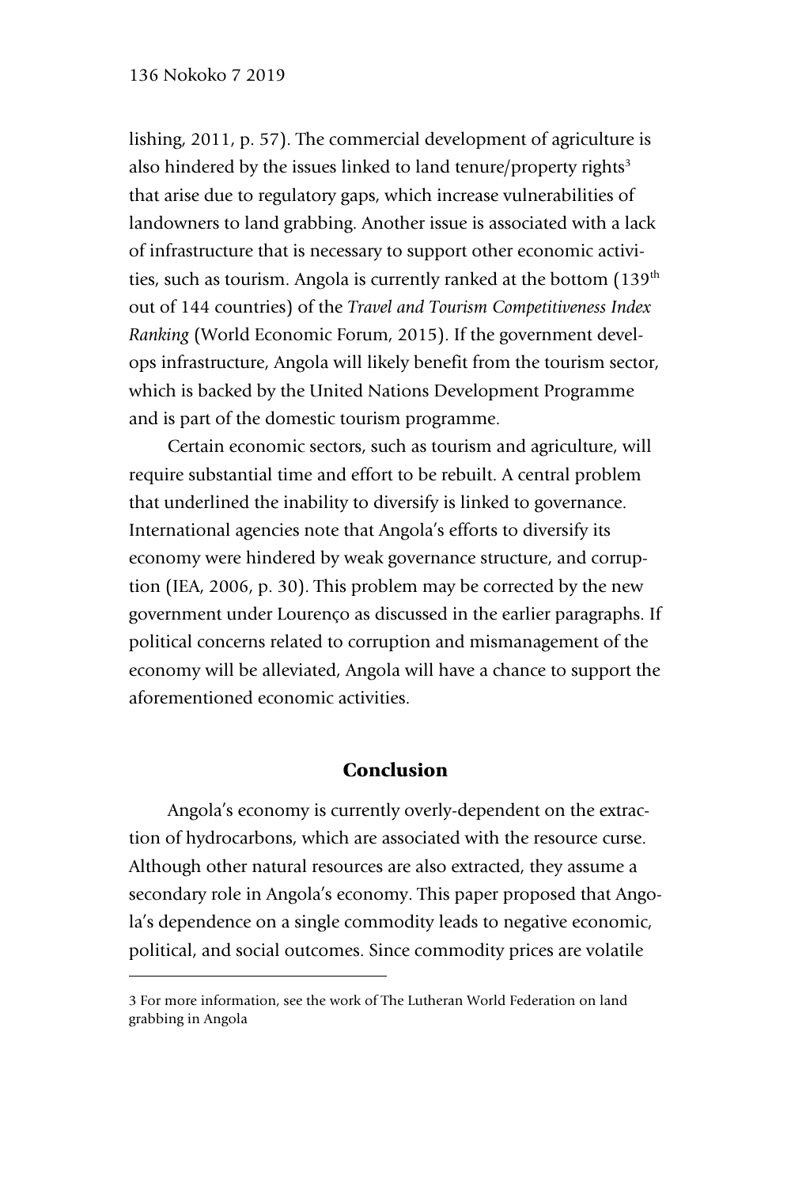lishing, 2011, p. 57). The commercial development of agriculture is also hindered by the issues linked to land tenure/property rights[3] that arise due to regulatory gaps, which increase vulnerabilities of landowners to land grabbing. Another issue is associated with a lack of infrastructure that is necessary to support other economic activities, such as tourism. Angola is currently ranked at the bottom (139th out of 144 countries) of the *Travel and Tourism Competitiveness Index Ranking* (World Economic Forum, 2015). If the government develops infrastructure, Angola will likely benefit from the tourism sector, which is backed by the United Nations Development Programme and is part of the domestic tourism programme.

Certain economic sectors, such as tourism and agriculture, will require substantial time and effort to be rebuilt. A central problem that underlined the inability to diversify is linked to governance. International agencies note that Angola's efforts to diversify its economy were hindered by weak governance structure, and corruption (IEA, 2006, p. 30). This problem may be corrected by the new government under Lourenço as discussed in the earlier paragraphs. If political concerns related to corruption and mismanagement of the economy will be alleviated, Angola will have a chance to support the aforementioned economic activities.

## Conclusion

Angola's economy is currently overly-dependent on the extraction of hydrocarbons, which are associated with the resource curse. Although other natural resources are also extracted, they assume a secondary role in Angola's economy. This paper proposed that Angola's dependence on a single commodity leads to negative economic, political, and social outcomes. Since commodity prices are volatile

---

3 For more information, see the work of The Lutheran World Federation on land grabbing in Angola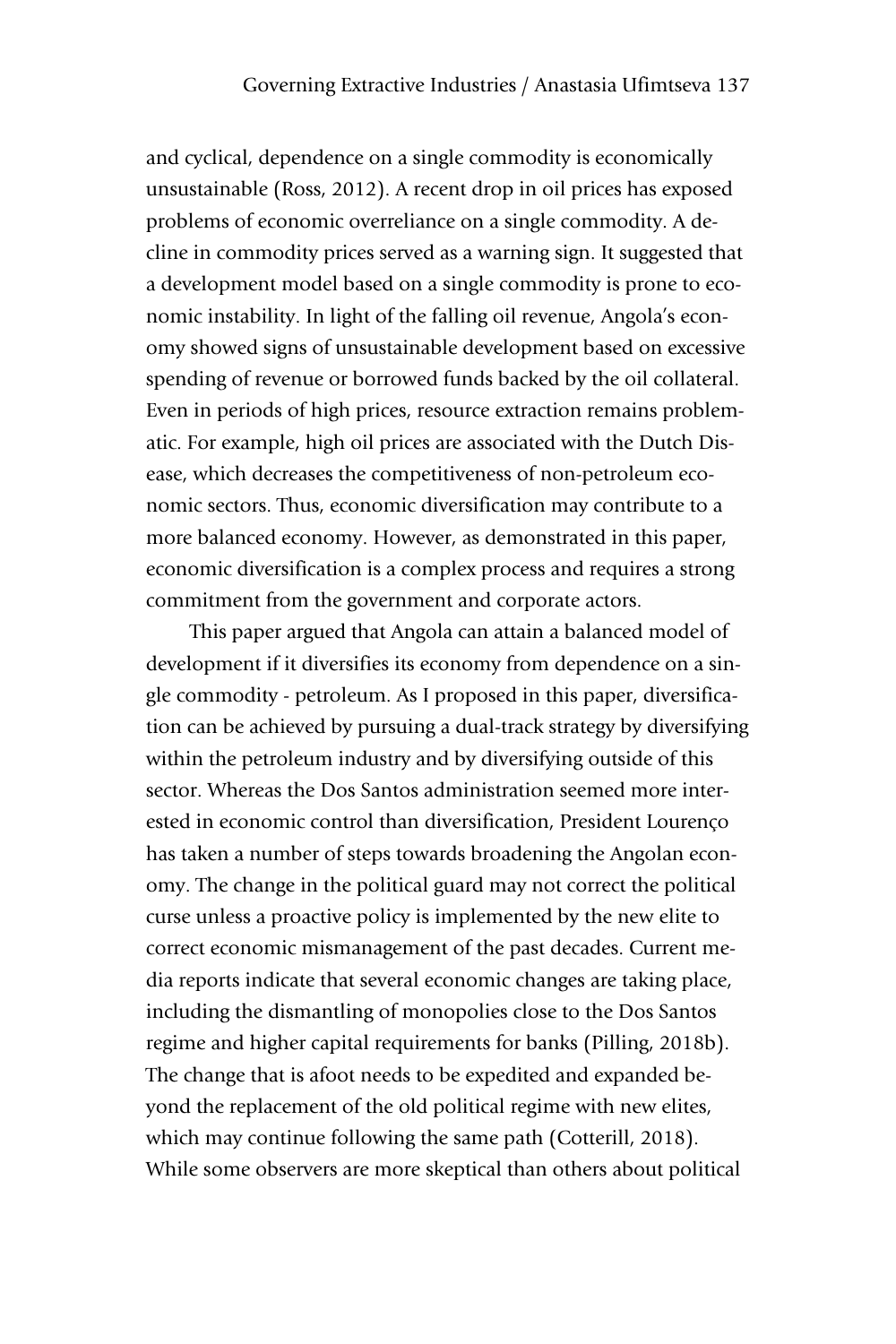and cyclical, dependence on a single commodity is economically unsustainable (Ross, 2012). A recent drop in oil prices has exposed problems of economic overreliance on a single commodity. A decline in commodity prices served as a warning sign. It suggested that a development model based on a single commodity is prone to economic instability. In light of the falling oil revenue, Angola's economy showed signs of unsustainable development based on excessive spending of revenue or borrowed funds backed by the oil collateral. Even in periods of high prices, resource extraction remains problematic. For example, high oil prices are associated with the Dutch Disease, which decreases the competitiveness of non-petroleum economic sectors. Thus, economic diversification may contribute to a more balanced economy. However, as demonstrated in this paper, economic diversification is a complex process and requires a strong commitment from the government and corporate actors.

This paper argued that Angola can attain a balanced model of development if it diversifies its economy from dependence on a single commodity - petroleum. As I proposed in this paper, diversification can be achieved by pursuing a dual-track strategy by diversifying within the petroleum industry and by diversifying outside of this sector. Whereas the Dos Santos administration seemed more interested in economic control than diversification, President Lourenço has taken a number of steps towards broadening the Angolan economy. The change in the political guard may not correct the political curse unless a proactive policy is implemented by the new elite to correct economic mismanagement of the past decades. Current media reports indicate that several economic changes are taking place, including the dismantling of monopolies close to the Dos Santos regime and higher capital requirements for banks (Pilling, 2018b). The change that is afoot needs to be expedited and expanded beyond the replacement of the old political regime with new elites, which may continue following the same path (Cotterill, 2018). While some observers are more skeptical than others about political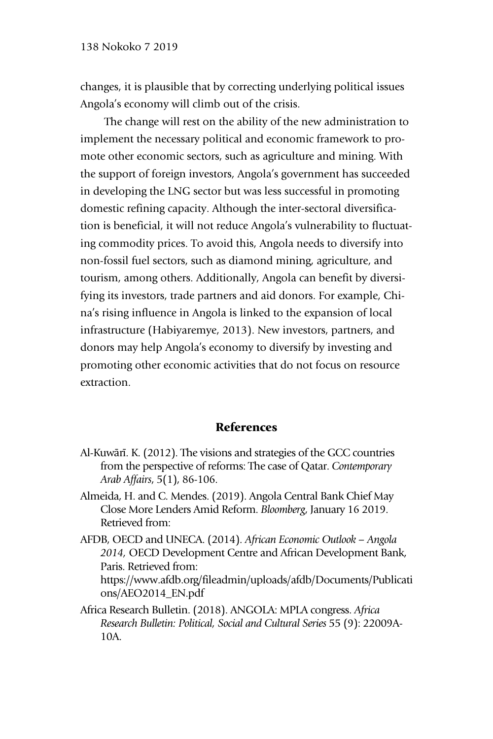changes, it is plausible that by correcting underlying political issues Angola's economy will climb out of the crisis.

The change will rest on the ability of the new administration to implement the necessary political and economic framework to promote other economic sectors, such as agriculture and mining. With the support of foreign investors, Angola's government has succeeded in developing the LNG sector but was less successful in promoting domestic refining capacity. Although the inter-sectoral diversification is beneficial, it will not reduce Angola's vulnerability to fluctuating commodity prices. To avoid this, Angola needs to diversify into non-fossil fuel sectors, such as diamond mining, agriculture, and tourism, among others. Additionally, Angola can benefit by diversifying its investors, trade partners and aid donors. For example, China's rising influence in Angola is linked to the expansion of local infrastructure (Habiyaremye, 2013). New investors, partners, and donors may help Angola's economy to diversify by investing and promoting other economic activities that do not focus on resource extraction.

## References

Al-Kuwārī. K. (2012). The visions and strategies of the GCC countries from the perspective of reforms: The case of Qatar. *Contemporary Arab Affairs*, 5(1), 86-106.

Almeida, H. and C. Mendes. (2019). Angola Central Bank Chief May Close More Lenders Amid Reform. *Bloomberg*, January 16 2019. Retrieved from:

AFDB, OECD and UNECA. (2014). *African Economic Outlook – Angola 2014*, OECD Development Centre and African Development Bank, Paris. Retrieved from: https://www.afdb.org/fileadmin/uploads/afdb/Documents/Publications/AEO2014_EN.pdf

Africa Research Bulletin. (2018). ANGOLA: MPLA congress. *Africa Research Bulletin: Political, Social and Cultural Series* 55 (9): 22009A-10A.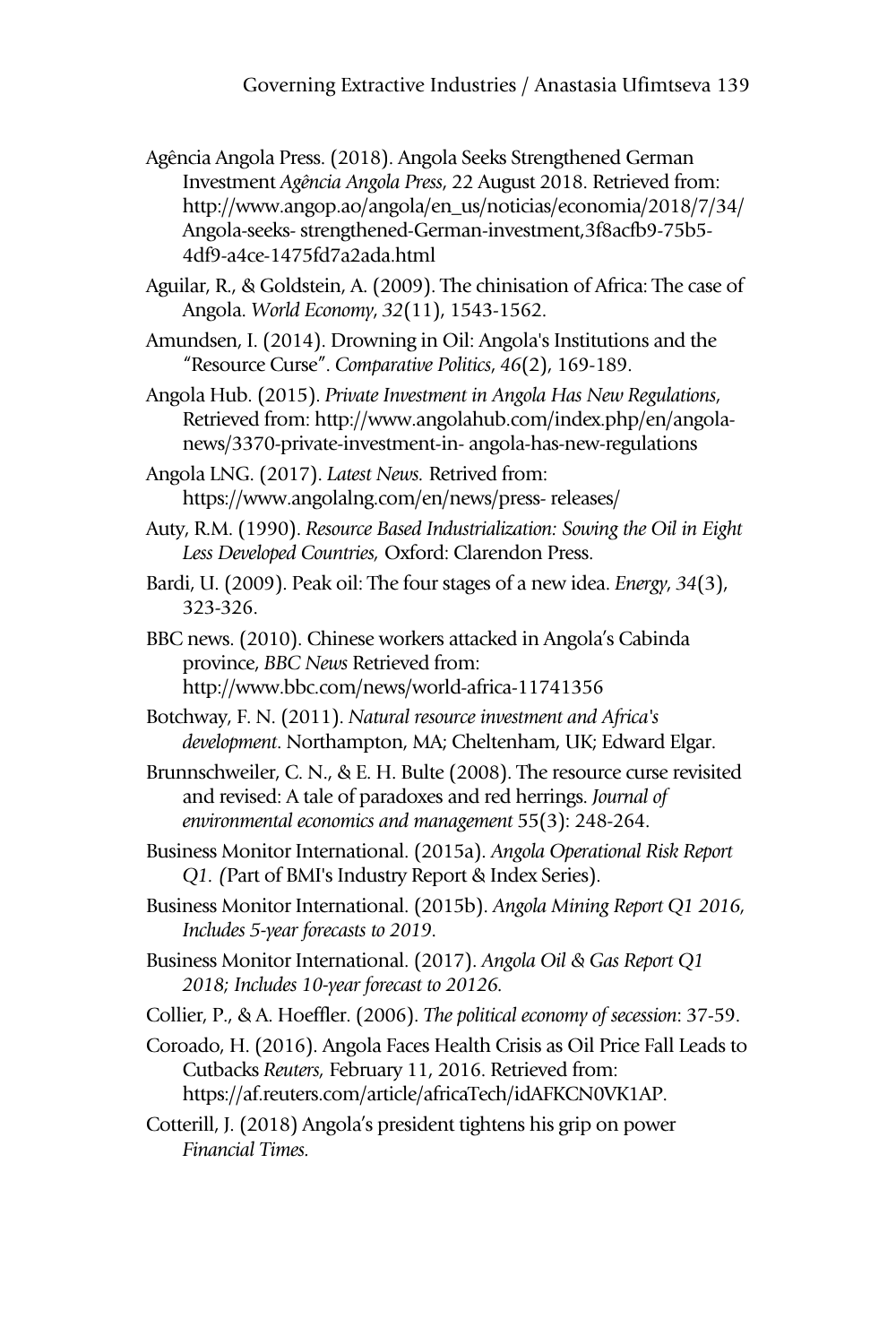Agência Angola Press. (2018). Angola Seeks Strengthened German Investment *Agência Angola Press*, 22 August 2018. Retrieved from: http://www.angop.ao/angola/en_us/noticias/economia/2018/7/34/Angola-seeks- strengthened-German-investment,3f8acfb9-75b5-4df9-a4ce-1475fd7a2ada.html

Aguilar, R., & Goldstein, A. (2009). The chinisation of Africa: The case of Angola. *World Economy*, *32*(11), 1543-1562.

Amundsen, I. (2014). Drowning in Oil: Angola's Institutions and the "Resource Curse". *Comparative Politics*, *46*(2), 169-189.

Angola Hub. (2015). *Private Investment in Angola Has New Regulations*, Retrieved from: http://www.angolahub.com/index.php/en/angola-news/3370-private-investment-in- angola-has-new-regulations

Angola LNG. (2017). *Latest News.* Retrived from: https://www.angolalng.com/en/news/press- releases/

Auty, R.M. (1990). *Resource Based Industrialization: Sowing the Oil in Eight Less Developed Countries,* Oxford: Clarendon Press.

Bardi, U. (2009). Peak oil: The four stages of a new idea. *Energy*, *34*(3), 323-326.

BBC news. (2010). Chinese workers attacked in Angola's Cabinda province, *BBC News* Retrieved from: http://www.bbc.com/news/world-africa-11741356

Botchway, F. N. (2011). *Natural resource investment and Africa's development*. Northampton, MA; Cheltenham, UK; Edward Elgar.

Brunnschweiler, C. N., & E. H. Bulte (2008). The resource curse revisited and revised: A tale of paradoxes and red herrings. *Journal of environmental economics and management* 55(3): 248-264.

Business Monitor International. (2015a). *Angola Operational Risk Report Q1. (*Part of BMI's Industry Report & Index Series).

Business Monitor International. (2015b). *Angola Mining Report Q1 2016, Includes 5-year forecasts to 2019*.

Business Monitor International. (2017). *Angola Oil & Gas Report Q1 2018; Includes 10-year forecast to 20126.*

Collier, P., & A. Hoeffler. (2006). *The political economy of secession*: 37-59.

Coroado, H. (2016). Angola Faces Health Crisis as Oil Price Fall Leads to Cutbacks *Reuters,* February 11, 2016. Retrieved from: https://af.reuters.com/article/africaTech/idAFKCN0VK1AP.

Cotterill, J. (2018) Angola's president tightens his grip on power *Financial Times.*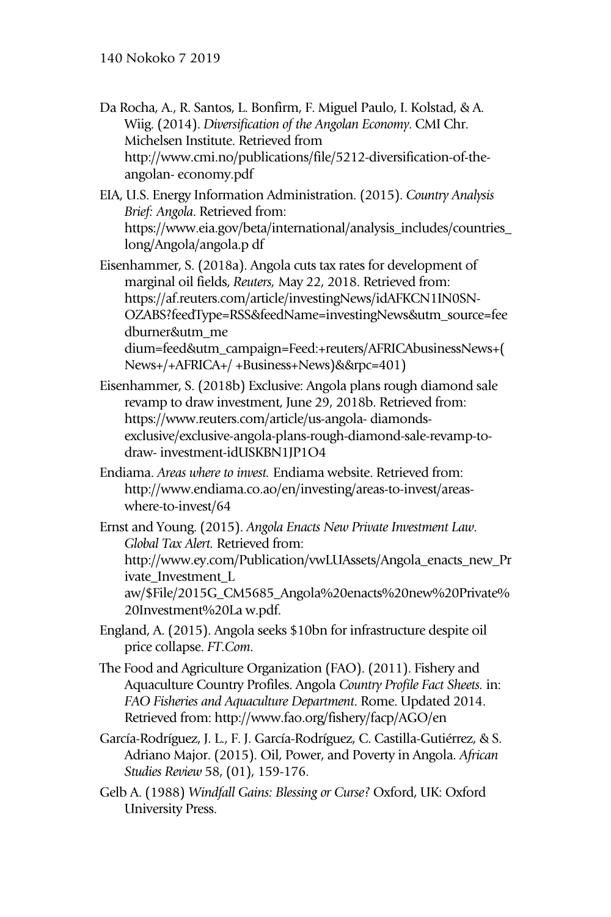Da Rocha, A., R. Santos, L. Bonfirm, F. Miguel Paulo, I. Kolstad, & A. Wiig. (2014). *Diversification of the Angolan Economy*. CMI Chr. Michelsen Institute. Retrieved from http://www.cmi.no/publications/file/5212-diversification-of-the-angolan- economy.pdf

EIA, U.S. Energy Information Administration. (2015). *Country Analysis Brief: Angola*. Retrieved from: https://www.eia.gov/beta/international/analysis_includes/countries_long/Angola/angola.p df

Eisenhammer, S. (2018a). Angola cuts tax rates for development of marginal oil fields, *Reuters,* May 22, 2018. Retrieved from: https://af.reuters.com/article/investingNews/idAFKCN1IN0SN-OZABS?feedType=RSS&feedName=investingNews&utm_source=feedburner&utm_me dium=feed&utm_campaign=Feed:+reuters/AFRICAbusinessNews+(News+/+AFRICA+/ +Business+News)&&rpc=401)

Eisenhammer, S. (2018b) Exclusive: Angola plans rough diamond sale revamp to draw investment, June 29, 2018b. Retrieved from: https://www.reuters.com/article/us-angola- diamonds-exclusive/exclusive-angola-plans-rough-diamond-sale-revamp-to-draw- investment-idUSKBN1JP1O4

Endiama. *Areas where to invest.* Endiama website. Retrieved from: http://www.endiama.co.ao/en/investing/areas-to-invest/areas-where-to-invest/64

Ernst and Young. (2015). *Angola Enacts New Private Investment Law. Global Tax Alert.* Retrieved from: http://www.ey.com/Publication/vwLUAssets/Angola_enacts_new_Private_Investment_L aw/$File/2015G_CM5685_Angola%20enacts%20new%20Private%20Investment%20La w.pdf.

England, A. (2015). Angola seeks $10bn for infrastructure despite oil price collapse. *FT.Com*.

The Food and Agriculture Organization (FAO). (2011). Fishery and Aquaculture Country Profiles. Angola *Country Profile Fact Sheets.* in: *FAO Fisheries and Aquaculture Department*. Rome. Updated 2014. Retrieved from: http://www.fao.org/fishery/facp/AGO/en

García-Rodríguez, J. L., F. J. García-Rodríguez, C. Castilla-Gutiérrez, & S. Adriano Major. (2015). Oil, Power, and Poverty in Angola. *African Studies Review* 58, (01), 159-176.

Gelb A. (1988) *Windfall Gains: Blessing or Curse?* Oxford, UK: Oxford University Press.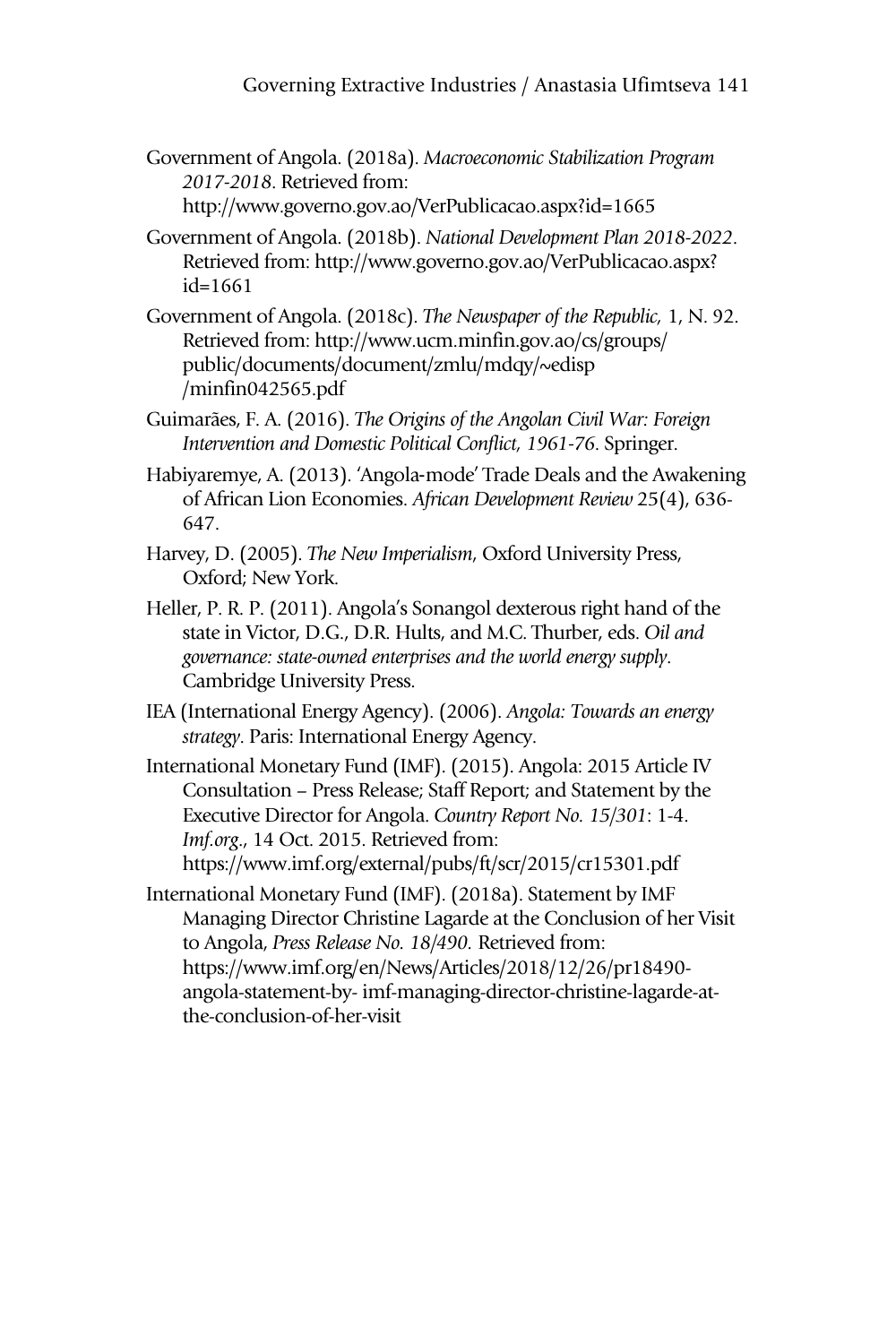Government of Angola. (2018a). *Macroeconomic Stabilization Program 2017-2018*. Retrieved from: http://www.governo.gov.ao/VerPublicacao.aspx?id=1665

Government of Angola. (2018b). *National Development Plan 2018-2022*. Retrieved from: http://www.governo.gov.ao/VerPublicacao.aspx?id=1661

Government of Angola. (2018c). *The Newspaper of the Republic,* 1, N. 92. Retrieved from: http://www.ucm.minfin.gov.ao/cs/groups/public/documents/document/zmlu/mdqy/~edisp/minfin042565.pdf

Guimarães, F. A. (2016). *The Origins of the Angolan Civil War: Foreign Intervention and Domestic Political Conflict, 1961-76*. Springer.

Habiyaremye, A. (2013). 'Angola-mode' Trade Deals and the Awakening of African Lion Economies. *African Development Review* 25(4), 636-647.

Harvey, D. (2005). *The New Imperialism*, Oxford University Press, Oxford; New York.

Heller, P. R. P. (2011). Angola's Sonangol dexterous right hand of the state in Victor, D.G., D.R. Hults, and M.C. Thurber, eds. *Oil and governance: state-owned enterprises and the world energy supply*. Cambridge University Press.

IEA (International Energy Agency). (2006). *Angola: Towards an energy strategy*. Paris: International Energy Agency.

International Monetary Fund (IMF). (2015). Angola: 2015 Article IV Consultation – Press Release; Staff Report; and Statement by the Executive Director for Angola. *Country Report No. 15/301*: 1-4. *Imf.org*., 14 Oct. 2015. Retrieved from: https://www.imf.org/external/pubs/ft/scr/2015/cr15301.pdf

International Monetary Fund (IMF). (2018a). Statement by IMF Managing Director Christine Lagarde at the Conclusion of her Visit to Angola, *Press Release No. 18/490.* Retrieved from: https://www.imf.org/en/News/Articles/2018/12/26/pr18490-angola-statement-by- imf-managing-director-christine-lagarde-at-the-conclusion-of-her-visit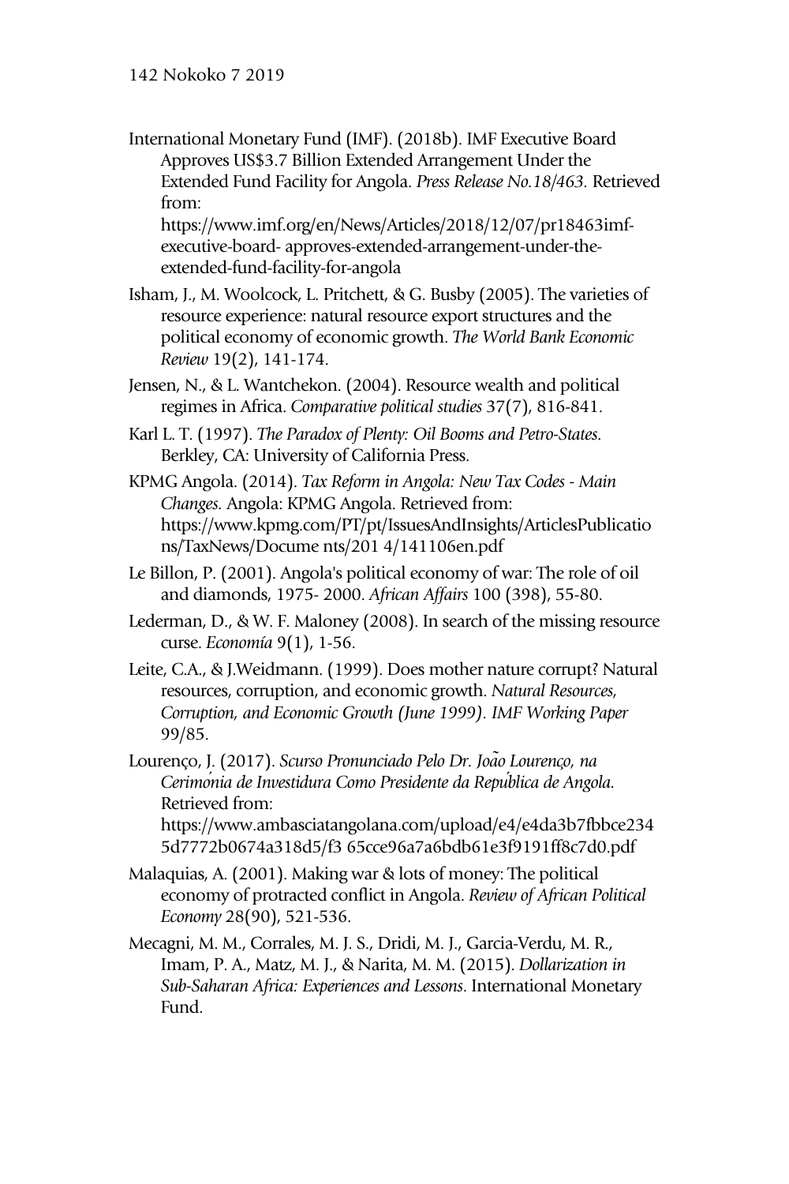International Monetary Fund (IMF). (2018b). IMF Executive Board Approves US$3.7 Billion Extended Arrangement Under the Extended Fund Facility for Angola. *Press Release No.18/463.* Retrieved from: https://www.imf.org/en/News/Articles/2018/12/07/pr18463imf-executive-board- approves-extended-arrangement-under-the-extended-fund-facility-for-angola

Isham, J., M. Woolcock, L. Pritchett, & G. Busby (2005). The varieties of resource experience: natural resource export structures and the political economy of economic growth. *The World Bank Economic Review* 19(2), 141-174.

Jensen, N., & L. Wantchekon. (2004). Resource wealth and political regimes in Africa. *Comparative political studies* 37(7), 816-841.

Karl L. T. (1997). *The Paradox of Plenty: Oil Booms and Petro-States.* Berkley, CA: University of California Press.

KPMG Angola. (2014). *Tax Reform in Angola: New Tax Codes - Main Changes.* Angola: KPMG Angola. Retrieved from: https://www.kpmg.com/PT/pt/IssuesAndInsights/ArticlesPublications/TaxNews/Docume nts/201 4/141106en.pdf

Le Billon, P. (2001). Angola's political economy of war: The role of oil and diamonds, 1975- 2000. *African Affairs* 100 (398), 55-80.

Lederman, D., & W. F. Maloney (2008). In search of the missing resource curse. *Economía* 9(1), 1-56.

Leite, C.A., & J.Weidmann. (1999). Does mother nature corrupt? Natural resources, corruption, and economic growth. *Natural Resources, Corruption, and Economic Growth (June 1999). IMF Working Paper* 99/85.

Lourenço, J. (2017). *Scurso Pronunciado Pelo Dr. João Lourenço, na Cerimónia de Investidura Como Presidente da República de Angola.* Retrieved from: https://www.ambasciatangolana.com/upload/e4/e4da3b7fbbce2345d7772b0674a318d5/f3 65cce96a7a6bdb61e3f9191ff8c7d0.pdf

Malaquias, A. (2001). Making war & lots of money: The political economy of protracted conflict in Angola. *Review of African Political Economy* 28(90), 521-536.

Mecagni, M. M., Corrales, M. J. S., Dridi, M. J., Garcia-Verdu, M. R., Imam, P. A., Matz, M. J., & Narita, M. M. (2015). *Dollarization in Sub-Saharan Africa: Experiences and Lessons*. International Monetary Fund.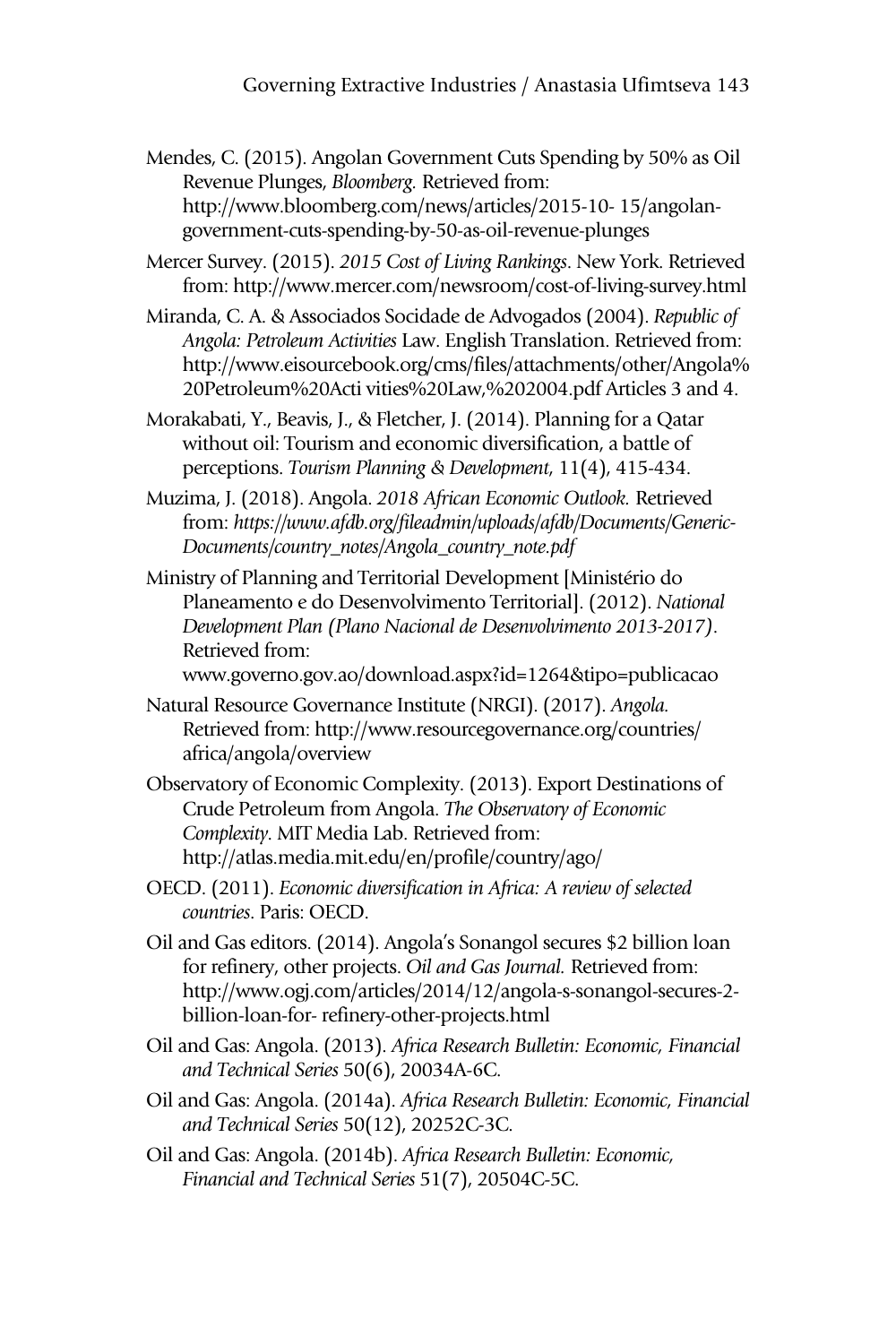Mendes, C. (2015). Angolan Government Cuts Spending by 50% as Oil Revenue Plunges, *Bloomberg.* Retrieved from: http://www.bloomberg.com/news/articles/2015-10- 15/angolan-government-cuts-spending-by-50-as-oil-revenue-plunges

Mercer Survey. (2015). *2015 Cost of Living Rankings*. New York. Retrieved from: http://www.mercer.com/newsroom/cost-of-living-survey.html

Miranda, C. A. & Associados Socidade de Advogados (2004). *Republic of Angola: Petroleum Activities* Law. English Translation. Retrieved from: http://www.eisourcebook.org/cms/files/attachments/other/Angola%20Petroleum%20Acti vities%20Law,%202004.pdf Articles 3 and 4.

Morakabati, Y., Beavis, J., & Fletcher, J. (2014). Planning for a Qatar without oil: Tourism and economic diversification, a battle of perceptions. *Tourism Planning & Development*, 11(4), 415-434.

Muzima, J. (2018). Angola. *2018 African Economic Outlook.* Retrieved from: *https://www.afdb.org/fileadmin/uploads/afdb/Documents/Generic-Documents/country_notes/Angola_country_note.pdf*

Ministry of Planning and Territorial Development [Ministério do Planeamento e do Desenvolvimento Territorial]. (2012). *National Development Plan (Plano Nacional de Desenvolvimento 2013-2017)*. Retrieved from: www.governo.gov.ao/download.aspx?id=1264&tipo=publicacao

Natural Resource Governance Institute (NRGI). (2017). *Angola.* Retrieved from: http://www.resourcegovernance.org/countries/africa/angola/overview

Observatory of Economic Complexity. (2013). Export Destinations of Crude Petroleum from Angola. *The Observatory of Economic Complexity*. MIT Media Lab. Retrieved from: http://atlas.media.mit.edu/en/profile/country/ago/

OECD. (2011). *Economic diversification in Africa: A review of selected countries*. Paris: OECD.

Oil and Gas editors. (2014). Angola's Sonangol secures $2 billion loan for refinery, other projects. *Oil and Gas Journal.* Retrieved from: http://www.ogj.com/articles/2014/12/angola-s-sonangol-secures-2-billion-loan-for- refinery-other-projects.html

Oil and Gas: Angola. (2013). *Africa Research Bulletin: Economic, Financial and Technical Series* 50(6), 20034A-6C.

Oil and Gas: Angola. (2014a). *Africa Research Bulletin: Economic, Financial and Technical Series* 50(12), 20252C-3C.

Oil and Gas: Angola. (2014b). *Africa Research Bulletin: Economic, Financial and Technical Series* 51(7), 20504C-5C.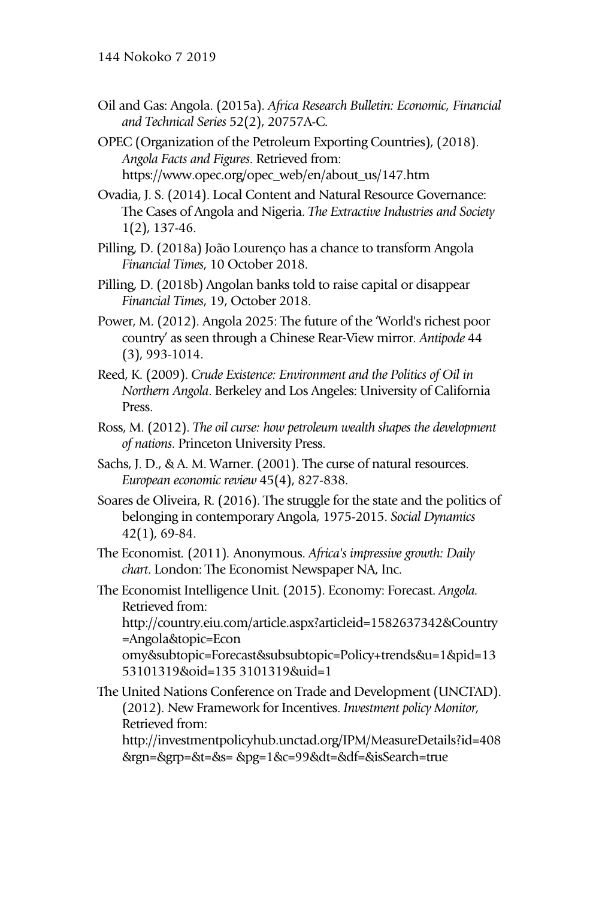Oil and Gas: Angola. (2015a). *Africa Research Bulletin: Economic, Financial and Technical Series* 52(2), 20757A-C.

OPEC (Organization of the Petroleum Exporting Countries), (2018). *Angola Facts and Figures*. Retrieved from: https://www.opec.org/opec_web/en/about_us/147.htm

Ovadia, J. S. (2014). Local Content and Natural Resource Governance: The Cases of Angola and Nigeria. *The Extractive Industries and Society* 1(2), 137-46.

Pilling, D. (2018a) João Lourenço has a chance to transform Angola *Financial Times*, 10 October 2018.

Pilling, D. (2018b) Angolan banks told to raise capital or disappear *Financial Times*, 19, October 2018.

Power, M. (2012). Angola 2025: The future of the 'World's richest poor country' as seen through a Chinese Rear-View mirror. *Antipode* 44 (3), 993-1014.

Reed, K. (2009). *Crude Existence: Environment and the Politics of Oil in Northern Angola*. Berkeley and Los Angeles: University of California Press.

Ross, M. (2012). *The oil curse: how petroleum wealth shapes the development of nations*. Princeton University Press.

Sachs, J. D., & A. M. Warner. (2001). The curse of natural resources. *European economic review* 45(4), 827-838.

Soares de Oliveira, R. (2016). The struggle for the state and the politics of belonging in contemporary Angola, 1975-2015. *Social Dynamics* 42(1), 69-84.

The Economist. (2011). Anonymous. *Africa's impressive growth: Daily chart*. London: The Economist Newspaper NA, Inc.

The Economist Intelligence Unit. (2015). Economy: Forecast. *Angola.* Retrieved from: http://country.eiu.com/article.aspx?articleid=1582637342&Country=Angola&topic=Econ omy&subtopic=Forecast&subsubtopic=Policy+trends&u=1&pid=1353101319&oid=135 3101319&uid=1

The United Nations Conference on Trade and Development (UNCTAD). (2012). New Framework for Incentives. *Investment policy Monitor,* Retrieved from: http://investmentpolicyhub.unctad.org/IPM/MeasureDetails?id=408&rgn=&grp=&t=&s= &pg=1&c=99&dt=&df=&isSearch=true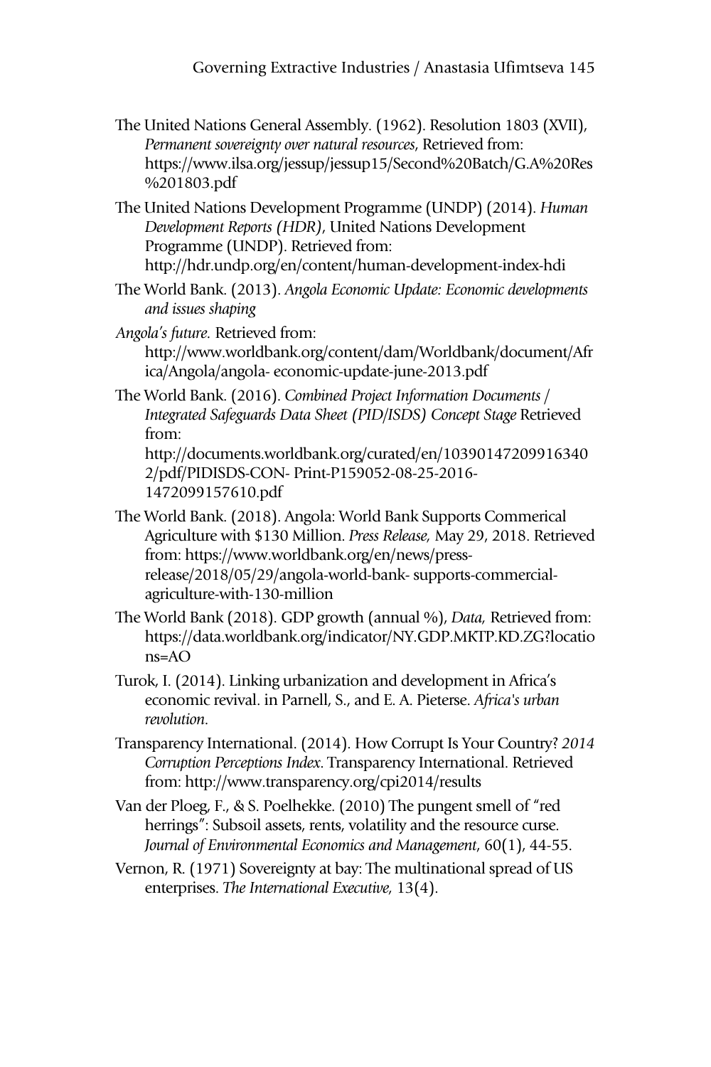The United Nations General Assembly. (1962). Resolution 1803 (XVII), *Permanent sovereignty over natural resources*, Retrieved from: https://www.ilsa.org/jessup/jessup15/Second%20Batch/G.A%20Res%201803.pdf

The United Nations Development Programme (UNDP) (2014). *Human Development Reports (HDR)*, United Nations Development Programme (UNDP). Retrieved from: http://hdr.undp.org/en/content/human-development-index-hdi

The World Bank. (2013). *Angola Economic Update: Economic developments and issues shaping*

*Angola's future.* Retrieved from: http://www.worldbank.org/content/dam/Worldbank/document/Africa/Angola/angola- economic-update-june-2013.pdf

The World Bank. (2016). *Combined Project Information Documents / Integrated Safeguards Data Sheet (PID/ISDS) Concept Stage* Retrieved from: http://documents.worldbank.org/curated/en/103901472099163402/pdf/PIDISDS-CON- Print-P159052-08-25-2016-1472099157610.pdf

The World Bank. (2018). Angola: World Bank Supports Commerical Agriculture with $130 Million. *Press Release,* May 29, 2018. Retrieved from: https://www.worldbank.org/en/news/press-release/2018/05/29/angola-world-bank- supports-commercial-agriculture-with-130-million

The World Bank (2018). GDP growth (annual %), *Data,* Retrieved from: https://data.worldbank.org/indicator/NY.GDP.MKTP.KD.ZG?locations=AO

Turok, I. (2014). Linking urbanization and development in Africa's economic revival. in Parnell, S., and E. A. Pieterse. *Africa's urban revolution*.

Transparency International. (2014). How Corrupt Is Your Country? *2014 Corruption Perceptions Index*. Transparency International. Retrieved from: http://www.transparency.org/cpi2014/results

Van der Ploeg, F., & S. Poelhekke. (2010) The pungent smell of "red herrings": Subsoil assets, rents, volatility and the resource curse. *Journal of Environmental Economics and Management*, 60(1), 44-55.

Vernon, R. (1971) Sovereignty at bay: The multinational spread of US enterprises. *The International Executive,* 13(4).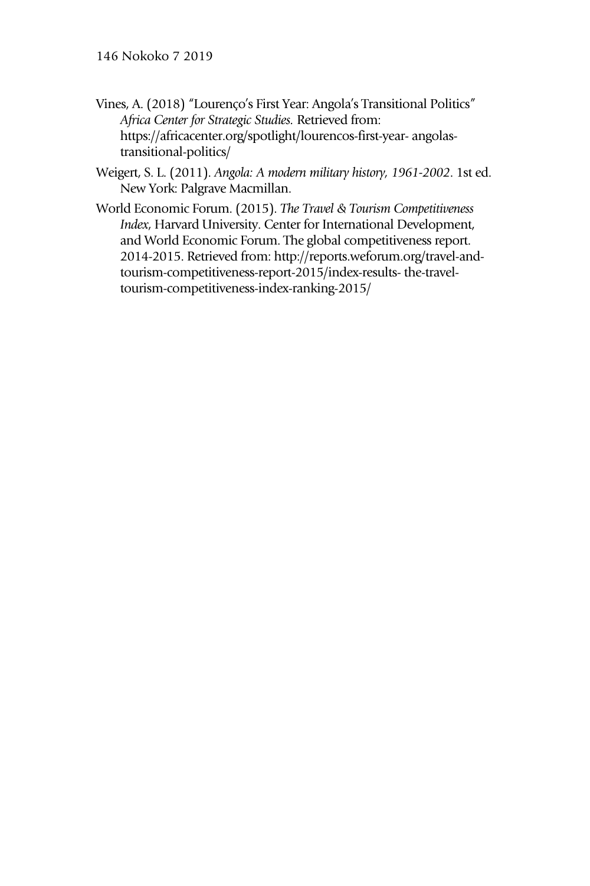Vines, A. (2018) "Lourenço's First Year: Angola's Transitional Politics" *Africa Center for Strategic Studies.* Retrieved from: https://africacenter.org/spotlight/lourencos-first-year- angolas-transitional-politics/

Weigert, S. L. (2011). *Angola: A modern military history, 1961-2002*. 1st ed. New York: Palgrave Macmillan.

World Economic Forum. (2015). *The Travel & Tourism Competitiveness Index*, Harvard University. Center for International Development, and World Economic Forum. The global competitiveness report. 2014-2015. Retrieved from: http://reports.weforum.org/travel-and-tourism-competitiveness-report-2015/index-results- the-travel-tourism-competitiveness-index-ranking-2015/